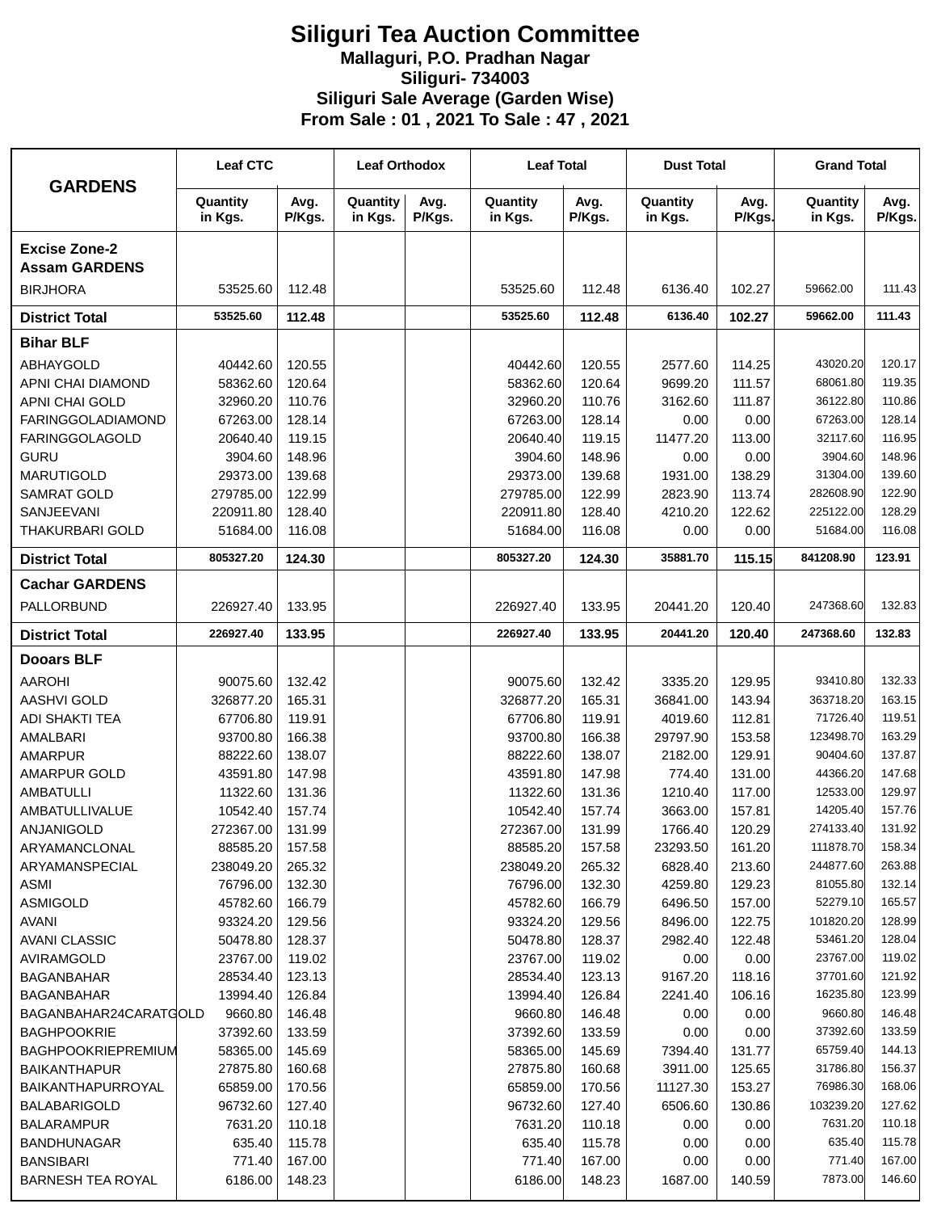# Siliguri Tea Auction Committee

**Mallaguri, P.O. Pradhan Nagar**
**Siliguri- 734003**
**Siliguri Sale Average (Garden Wise)**
**From Sale : 01 , 2021 To Sale : 47 , 2021**

| GARDENS | Leaf CTC | | Leaf Orthodox | | Leaf Total | | Dust Total | | Grand Total | |
|---|---|---|---|---|---|---|---|---|---|---|
| | Quantity in Kgs. | Avg. P/Kgs. | Quantity in Kgs. | Avg. P/Kgs. | Quantity in Kgs. | Avg. P/Kgs. | Quantity in Kgs. | Avg. P/Kgs. | Quantity in Kgs. | Avg. P/Kgs. |
| **Excise Zone-2** | | | | | | | | | | |
| **Assam GARDENS** | | | | | | | | | | |
| BIRJHORA | 53525.60 | 112.48 | | | 53525.60 | 112.48 | 6136.40 | 102.27 | 59662.00 | 111.43 |
| **District Total** | **53525.60** | **112.48** | | | **53525.60** | **112.48** | **6136.40** | **102.27** | **59662.00** | **111.43** |
| **Bihar BLF** | | | | | | | | | | |
| ABHAYGOLD | 40442.60 | 120.55 | | | 40442.60 | 120.55 | 2577.60 | 114.25 | 43020.20 | 120.17 |
| APNI CHAI DIAMOND | 58362.60 | 120.64 | | | 58362.60 | 120.64 | 9699.20 | 111.57 | 68061.80 | 119.35 |
| APNI CHAI GOLD | 32960.20 | 110.76 | | | 32960.20 | 110.76 | 3162.60 | 111.87 | 36122.80 | 110.86 |
| FARINGGOLADIAMOND | 67263.00 | 128.14 | | | 67263.00 | 128.14 | 0.00 | 0.00 | 67263.00 | 128.14 |
| FARINGGOLAGOLD | 20640.40 | 119.15 | | | 20640.40 | 119.15 | 11477.20 | 113.00 | 32117.60 | 116.95 |
| GURU | 3904.60 | 148.96 | | | 3904.60 | 148.96 | 0.00 | 0.00 | 3904.60 | 148.96 |
| MARUTIGOLD | 29373.00 | 139.68 | | | 29373.00 | 139.68 | 1931.00 | 138.29 | 31304.00 | 139.60 |
| SAMRAT GOLD | 279785.00 | 122.99 | | | 279785.00 | 122.99 | 2823.90 | 113.74 | 282608.90 | 122.90 |
| SANJEEVANI | 220911.80 | 128.40 | | | 220911.80 | 128.40 | 4210.20 | 122.62 | 225122.00 | 128.29 |
| THAKURBARI GOLD | 51684.00 | 116.08 | | | 51684.00 | 116.08 | 0.00 | 0.00 | 51684.00 | 116.08 |
| **District Total** | **805327.20** | **124.30** | | | **805327.20** | **124.30** | **35881.70** | **115.15** | **841208.90** | **123.91** |
| **Cachar GARDENS** | | | | | | | | | | |
| PALLORBUND | 226927.40 | 133.95 | | | 226927.40 | 133.95 | 20441.20 | 120.40 | 247368.60 | 132.83 |
| **District Total** | **226927.40** | **133.95** | | | **226927.40** | **133.95** | **20441.20** | **120.40** | **247368.60** | **132.83** |
| **Dooars BLF** | | | | | | | | | | |
| AAROHI | 90075.60 | 132.42 | | | 90075.60 | 132.42 | 3335.20 | 129.95 | 93410.80 | 132.33 |
| AASHVI GOLD | 326877.20 | 165.31 | | | 326877.20 | 165.31 | 36841.00 | 143.94 | 363718.20 | 163.15 |
| ADI SHAKTI TEA | 67706.80 | 119.91 | | | 67706.80 | 119.91 | 4019.60 | 112.81 | 71726.40 | 119.51 |
| AMALBARI | 93700.80 | 166.38 | | | 93700.80 | 166.38 | 29797.90 | 153.58 | 123498.70 | 163.29 |
| AMARPUR | 88222.60 | 138.07 | | | 88222.60 | 138.07 | 2182.00 | 129.91 | 90404.60 | 137.87 |
| AMARPUR GOLD | 43591.80 | 147.98 | | | 43591.80 | 147.98 | 774.40 | 131.00 | 44366.20 | 147.68 |
| AMBATULLI | 11322.60 | 131.36 | | | 11322.60 | 131.36 | 1210.40 | 117.00 | 12533.00 | 129.97 |
| AMBATULLIVALUE | 10542.40 | 157.74 | | | 10542.40 | 157.74 | 3663.00 | 157.81 | 14205.40 | 157.76 |
| ANJANIGOLD | 272367.00 | 131.99 | | | 272367.00 | 131.99 | 1766.40 | 120.29 | 274133.40 | 131.92 |
| ARYAMANCLONAL | 88585.20 | 157.58 | | | 88585.20 | 157.58 | 23293.50 | 161.20 | 111878.70 | 158.34 |
| ARYAMANSPECIAL | 238049.20 | 265.32 | | | 238049.20 | 265.32 | 6828.40 | 213.60 | 244877.60 | 263.88 |
| ASMI | 76796.00 | 132.30 | | | 76796.00 | 132.30 | 4259.80 | 129.23 | 81055.80 | 132.14 |
| ASMIGOLD | 45782.60 | 166.79 | | | 45782.60 | 166.79 | 6496.50 | 157.00 | 52279.10 | 165.57 |
| AVANI | 93324.20 | 129.56 | | | 93324.20 | 129.56 | 8496.00 | 122.75 | 101820.20 | 128.99 |
| AVANI CLASSIC | 50478.80 | 128.37 | | | 50478.80 | 128.37 | 2982.40 | 122.48 | 53461.20 | 128.04 |
| AVIRAMGOLD | 23767.00 | 119.02 | | | 23767.00 | 119.02 | 0.00 | 0.00 | 23767.00 | 119.02 |
| BAGANBAHAR | 28534.40 | 123.13 | | | 28534.40 | 123.13 | 9167.20 | 118.16 | 37701.60 | 121.92 |
| BAGANBAHAR | 13994.40 | 126.84 | | | 13994.40 | 126.84 | 2241.40 | 106.16 | 16235.80 | 123.99 |
| BAGANBAHAR24CARATGOLD | 9660.80 | 146.48 | | | 9660.80 | 146.48 | 0.00 | 0.00 | 9660.80 | 146.48 |
| BAGHPOOKRIE | 37392.60 | 133.59 | | | 37392.60 | 133.59 | 0.00 | 0.00 | 37392.60 | 133.59 |
| BAGHPOOKRIEPREMIUM | 58365.00 | 145.69 | | | 58365.00 | 145.69 | 7394.40 | 131.77 | 65759.40 | 144.13 |
| BAIKANTHAPUR | 27875.80 | 160.68 | | | 27875.80 | 160.68 | 3911.00 | 125.65 | 31786.80 | 156.37 |
| BAIKANTHAPURROYAL | 65859.00 | 170.56 | | | 65859.00 | 170.56 | 11127.30 | 153.27 | 76986.30 | 168.06 |
| BALABARIGOLD | 96732.60 | 127.40 | | | 96732.60 | 127.40 | 6506.60 | 130.86 | 103239.20 | 127.62 |
| BALARAMPUR | 7631.20 | 110.18 | | | 7631.20 | 110.18 | 0.00 | 0.00 | 7631.20 | 110.18 |
| BANDHUNAGAR | 635.40 | 115.78 | | | 635.40 | 115.78 | 0.00 | 0.00 | 635.40 | 115.78 |
| BANSIBARI | 771.40 | 167.00 | | | 771.40 | 167.00 | 0.00 | 0.00 | 771.40 | 167.00 |
| BARNESH TEA ROYAL | 6186.00 | 148.23 | | | 6186.00 | 148.23 | 1687.00 | 140.59 | 7873.00 | 146.60 |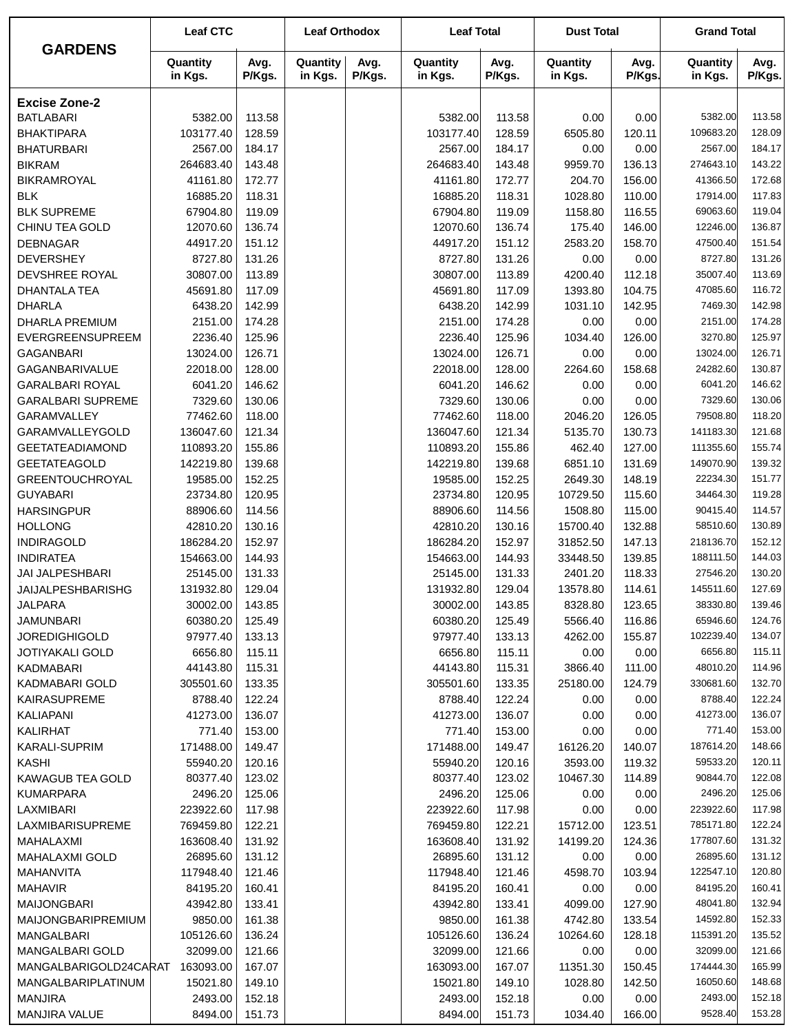| GARDENS | Leaf CTC | | Leaf Orthodox | | Leaf Total | | Dust Total | | Grand Total | |
|---|---|---|---|---|---|---|---|---|---|---|
| | Quantity in Kgs. | Avg. P/Kgs. | Quantity in Kgs. | Avg. P/Kgs. | Quantity in Kgs. | Avg. P/Kgs. | Quantity in Kgs. | Avg. P/Kgs. | Quantity in Kgs. | Avg. P/Kgs. |
| **Excise Zone-2** | | | | | | | | | | |
| BATLABARI | 5382.00 | 113.58 | | | 5382.00 | 113.58 | 0.00 | 0.00 | 5382.00 | 113.58 |
| BHAKTIPARA | 103177.40 | 128.59 | | | 103177.40 | 128.59 | 6505.80 | 120.11 | 109683.20 | 128.09 |
| BHATURBARI | 2567.00 | 184.17 | | | 2567.00 | 184.17 | 0.00 | 0.00 | 2567.00 | 184.17 |
| BIKRAM | 264683.40 | 143.48 | | | 264683.40 | 143.48 | 9959.70 | 136.13 | 274643.10 | 143.22 |
| BIKRAMROYAL | 41161.80 | 172.77 | | | 41161.80 | 172.77 | 204.70 | 156.00 | 41366.50 | 172.68 |
| BLK | 16885.20 | 118.31 | | | 16885.20 | 118.31 | 1028.80 | 110.00 | 17914.00 | 117.83 |
| BLK SUPREME | 67904.80 | 119.09 | | | 67904.80 | 119.09 | 1158.80 | 116.55 | 69063.60 | 119.04 |
| CHINU TEA GOLD | 12070.60 | 136.74 | | | 12070.60 | 136.74 | 175.40 | 146.00 | 12246.00 | 136.87 |
| DEBNAGAR | 44917.20 | 151.12 | | | 44917.20 | 151.12 | 2583.20 | 158.70 | 47500.40 | 151.54 |
| DEVERSHEY | 8727.80 | 131.26 | | | 8727.80 | 131.26 | 0.00 | 0.00 | 8727.80 | 131.26 |
| DEVSHREE ROYAL | 30807.00 | 113.89 | | | 30807.00 | 113.89 | 4200.40 | 112.18 | 35007.40 | 113.69 |
| DHANTALA TEA | 45691.80 | 117.09 | | | 45691.80 | 117.09 | 1393.80 | 104.75 | 47085.60 | 116.72 |
| DHARLA | 6438.20 | 142.99 | | | 6438.20 | 142.99 | 1031.10 | 142.95 | 7469.30 | 142.98 |
| DHARLA PREMIUM | 2151.00 | 174.28 | | | 2151.00 | 174.28 | 0.00 | 0.00 | 2151.00 | 174.28 |
| EVERGREENSUPREEM | 2236.40 | 125.96 | | | 2236.40 | 125.96 | 1034.40 | 126.00 | 3270.80 | 125.97 |
| GAGANBARI | 13024.00 | 126.71 | | | 13024.00 | 126.71 | 0.00 | 0.00 | 13024.00 | 126.71 |
| GAGANBARIVALUE | 22018.00 | 128.00 | | | 22018.00 | 128.00 | 2264.60 | 158.68 | 24282.60 | 130.87 |
| GARALBARI ROYAL | 6041.20 | 146.62 | | | 6041.20 | 146.62 | 0.00 | 0.00 | 6041.20 | 146.62 |
| GARALBARI SUPREME | 7329.60 | 130.06 | | | 7329.60 | 130.06 | 0.00 | 0.00 | 7329.60 | 130.06 |
| GARAMVALLEY | 77462.60 | 118.00 | | | 77462.60 | 118.00 | 2046.20 | 126.05 | 79508.80 | 118.20 |
| GARAMVALLEYGOLD | 136047.60 | 121.34 | | | 136047.60 | 121.34 | 5135.70 | 130.73 | 141183.30 | 121.68 |
| GEETATEADIAMOND | 110893.20 | 155.86 | | | 110893.20 | 155.86 | 462.40 | 127.00 | 111355.60 | 155.74 |
| GEETATEAGOLD | 142219.80 | 139.68 | | | 142219.80 | 139.68 | 6851.10 | 131.69 | 149070.90 | 139.32 |
| GREENTOUCHROYAL | 19585.00 | 152.25 | | | 19585.00 | 152.25 | 2649.30 | 148.19 | 22234.30 | 151.77 |
| GUYABARI | 23734.80 | 120.95 | | | 23734.80 | 120.95 | 10729.50 | 115.60 | 34464.30 | 119.28 |
| HARSINGPUR | 88906.60 | 114.56 | | | 88906.60 | 114.56 | 1508.80 | 115.00 | 90415.40 | 114.57 |
| HOLLONG | 42810.20 | 130.16 | | | 42810.20 | 130.16 | 15700.40 | 132.88 | 58510.60 | 130.89 |
| INDIRAGOLD | 186284.20 | 152.97 | | | 186284.20 | 152.97 | 31852.50 | 147.13 | 218136.70 | 152.12 |
| INDIRATEA | 154663.00 | 144.93 | | | 154663.00 | 144.93 | 33448.50 | 139.85 | 188111.50 | 144.03 |
| JAI JALPESHBARI | 25145.00 | 131.33 | | | 25145.00 | 131.33 | 2401.20 | 118.33 | 27546.20 | 130.20 |
| JAIJALPESHBARISHG | 131932.80 | 129.04 | | | 131932.80 | 129.04 | 13578.80 | 114.61 | 145511.60 | 127.69 |
| JALPARA | 30002.00 | 143.85 | | | 30002.00 | 143.85 | 8328.80 | 123.65 | 38330.80 | 139.46 |
| JAMUNBARI | 60380.20 | 125.49 | | | 60380.20 | 125.49 | 5566.40 | 116.86 | 65946.60 | 124.76 |
| JOREDIGHIGOLD | 97977.40 | 133.13 | | | 97977.40 | 133.13 | 4262.00 | 155.87 | 102239.40 | 134.07 |
| JOTIYAKALI GOLD | 6656.80 | 115.11 | | | 6656.80 | 115.11 | 0.00 | 0.00 | 6656.80 | 115.11 |
| KADMABARI | 44143.80 | 115.31 | | | 44143.80 | 115.31 | 3866.40 | 111.00 | 48010.20 | 114.96 |
| KADMABARI GOLD | 305501.60 | 133.35 | | | 305501.60 | 133.35 | 25180.00 | 124.79 | 330681.60 | 132.70 |
| KAIRASUPREME | 8788.40 | 122.24 | | | 8788.40 | 122.24 | 0.00 | 0.00 | 8788.40 | 122.24 |
| KALIAPANI | 41273.00 | 136.07 | | | 41273.00 | 136.07 | 0.00 | 0.00 | 41273.00 | 136.07 |
| KALIRHAT | 771.40 | 153.00 | | | 771.40 | 153.00 | 0.00 | 0.00 | 771.40 | 153.00 |
| KARALI-SUPRIM | 171488.00 | 149.47 | | | 171488.00 | 149.47 | 16126.20 | 140.07 | 187614.20 | 148.66 |
| KASHI | 55940.20 | 120.16 | | | 55940.20 | 120.16 | 3593.00 | 119.32 | 59533.20 | 120.11 |
| KAWAGUB TEA GOLD | 80377.40 | 123.02 | | | 80377.40 | 123.02 | 10467.30 | 114.89 | 90844.70 | 122.08 |
| KUMARPARA | 2496.20 | 125.06 | | | 2496.20 | 125.06 | 0.00 | 0.00 | 2496.20 | 125.06 |
| LAXMIBARI | 223922.60 | 117.98 | | | 223922.60 | 117.98 | 0.00 | 0.00 | 223922.60 | 117.98 |
| LAXMIBARISUPREME | 769459.80 | 122.21 | | | 769459.80 | 122.21 | 15712.00 | 123.51 | 785171.80 | 122.24 |
| MAHALAXMI | 163608.40 | 131.92 | | | 163608.40 | 131.92 | 14199.20 | 124.36 | 177807.60 | 131.32 |
| MAHALAXMI GOLD | 26895.60 | 131.12 | | | 26895.60 | 131.12 | 0.00 | 0.00 | 26895.60 | 131.12 |
| MAHANVITA | 117948.40 | 121.46 | | | 117948.40 | 121.46 | 4598.70 | 103.94 | 122547.10 | 120.80 |
| MAHAVIR | 84195.20 | 160.41 | | | 84195.20 | 160.41 | 0.00 | 0.00 | 84195.20 | 160.41 |
| MAIJONGBARI | 43942.80 | 133.41 | | | 43942.80 | 133.41 | 4099.00 | 127.90 | 48041.80 | 132.94 |
| MAIJONGBARIPREMIUM | 9850.00 | 161.38 | | | 9850.00 | 161.38 | 4742.80 | 133.54 | 14592.80 | 152.33 |
| MANGALBARI | 105126.60 | 136.24 | | | 105126.60 | 136.24 | 10264.60 | 128.18 | 115391.20 | 135.52 |
| MANGALBARI GOLD | 32099.00 | 121.66 | | | 32099.00 | 121.66 | 0.00 | 0.00 | 32099.00 | 121.66 |
| MANGALBARIGOLD24CARAT | 163093.00 | 167.07 | | | 163093.00 | 167.07 | 11351.30 | 150.45 | 174444.30 | 165.99 |
| MANGALBARIPLATINUM | 15021.80 | 149.10 | | | 15021.80 | 149.10 | 1028.80 | 142.50 | 16050.60 | 148.68 |
| MANJIRA | 2493.00 | 152.18 | | | 2493.00 | 152.18 | 0.00 | 0.00 | 2493.00 | 152.18 |
| MANJIRA VALUE | 8494.00 | 151.73 | | | 8494.00 | 151.73 | 1034.40 | 166.00 | 9528.40 | 153.28 |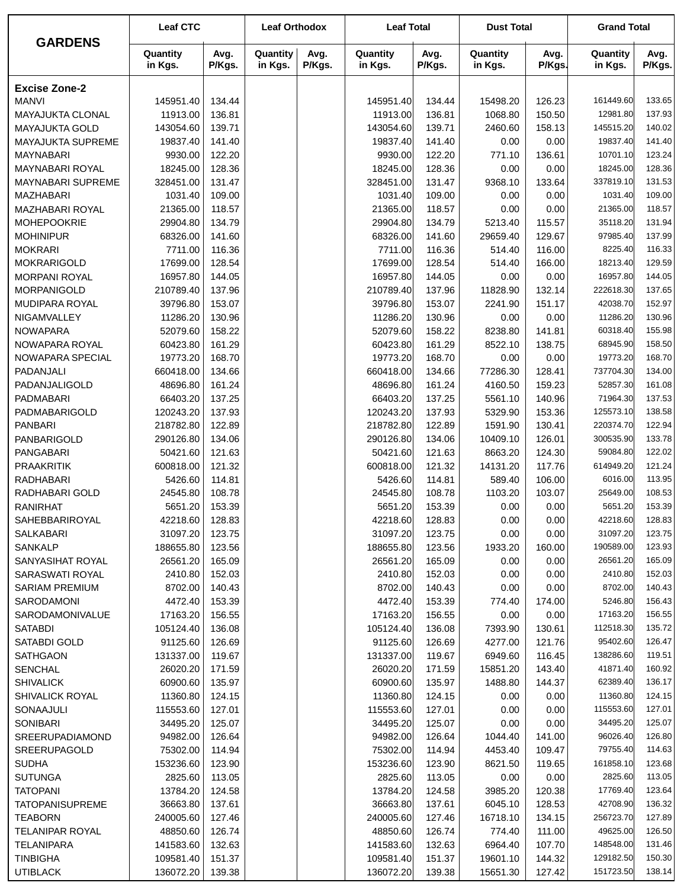| GARDENS | Leaf CTC | | Leaf Orthodox | | Leaf Total | | Dust Total | | Grand Total | |
|---|---|---|---|---|---|---|---|---|---|---|
| | Quantity in Kgs. | Avg. P/Kgs. | Quantity in Kgs. | Avg. P/Kgs. | Quantity in Kgs. | Avg. P/Kgs. | Quantity in Kgs. | Avg. P/Kgs. | Quantity in Kgs. | Avg. P/Kgs. |
| **Excise Zone-2** | | | | | | | | | | |
| MANVI | 145951.40 | 134.44 | | | 145951.40 | 134.44 | 15498.20 | 126.23 | 161449.60 | 133.65 |
| MAYAJUKTA CLONAL | 11913.00 | 136.81 | | | 11913.00 | 136.81 | 1068.80 | 150.50 | 12981.80 | 137.93 |
| MAYAJUKTA GOLD | 143054.60 | 139.71 | | | 143054.60 | 139.71 | 2460.60 | 158.13 | 145515.20 | 140.02 |
| MAYAJUKTA SUPREME | 19837.40 | 141.40 | | | 19837.40 | 141.40 | 0.00 | 0.00 | 19837.40 | 141.40 |
| MAYNABARI | 9930.00 | 122.20 | | | 9930.00 | 122.20 | 771.10 | 136.61 | 10701.10 | 123.24 |
| MAYNABARI ROYAL | 18245.00 | 128.36 | | | 18245.00 | 128.36 | 0.00 | 0.00 | 18245.00 | 128.36 |
| MAYNABARI SUPREME | 328451.00 | 131.47 | | | 328451.00 | 131.47 | 9368.10 | 133.64 | 337819.10 | 131.53 |
| MAZHABARI | 1031.40 | 109.00 | | | 1031.40 | 109.00 | 0.00 | 0.00 | 1031.40 | 109.00 |
| MAZHABARI ROYAL | 21365.00 | 118.57 | | | 21365.00 | 118.57 | 0.00 | 0.00 | 21365.00 | 118.57 |
| MOHEPOOKRIE | 29904.80 | 134.79 | | | 29904.80 | 134.79 | 5213.40 | 115.57 | 35118.20 | 131.94 |
| MOHINIPUR | 68326.00 | 141.60 | | | 68326.00 | 141.60 | 29659.40 | 129.67 | 97985.40 | 137.99 |
| MOKRARI | 7711.00 | 116.36 | | | 7711.00 | 116.36 | 514.40 | 116.00 | 8225.40 | 116.33 |
| MOKRARIGOLD | 17699.00 | 128.54 | | | 17699.00 | 128.54 | 514.40 | 166.00 | 18213.40 | 129.59 |
| MORPANI ROYAL | 16957.80 | 144.05 | | | 16957.80 | 144.05 | 0.00 | 0.00 | 16957.80 | 144.05 |
| MORPANIGOLD | 210789.40 | 137.96 | | | 210789.40 | 137.96 | 11828.90 | 132.14 | 222618.30 | 137.65 |
| MUDIPARA ROYAL | 39796.80 | 153.07 | | | 39796.80 | 153.07 | 2241.90 | 151.17 | 42038.70 | 152.97 |
| NIGAMVALLEY | 11286.20 | 130.96 | | | 11286.20 | 130.96 | 0.00 | 0.00 | 11286.20 | 130.96 |
| NOWAPARA | 52079.60 | 158.22 | | | 52079.60 | 158.22 | 8238.80 | 141.81 | 60318.40 | 155.98 |
| NOWAPARA ROYAL | 60423.80 | 161.29 | | | 60423.80 | 161.29 | 8522.10 | 138.75 | 68945.90 | 158.50 |
| NOWAPARA SPECIAL | 19773.20 | 168.70 | | | 19773.20 | 168.70 | 0.00 | 0.00 | 19773.20 | 168.70 |
| PADANJALI | 660418.00 | 134.66 | | | 660418.00 | 134.66 | 77286.30 | 128.41 | 737704.30 | 134.00 |
| PADANJALIGOLD | 48696.80 | 161.24 | | | 48696.80 | 161.24 | 4160.50 | 159.23 | 52857.30 | 161.08 |
| PADMABARI | 66403.20 | 137.25 | | | 66403.20 | 137.25 | 5561.10 | 140.96 | 71964.30 | 137.53 |
| PADMABARIGOLD | 120243.20 | 137.93 | | | 120243.20 | 137.93 | 5329.90 | 153.36 | 125573.10 | 138.58 |
| PANBARI | 218782.80 | 122.89 | | | 218782.80 | 122.89 | 1591.90 | 130.41 | 220374.70 | 122.94 |
| PANBARIGOLD | 290126.80 | 134.06 | | | 290126.80 | 134.06 | 10409.10 | 126.01 | 300535.90 | 133.78 |
| PANGABARI | 50421.60 | 121.63 | | | 50421.60 | 121.63 | 8663.20 | 124.30 | 59084.80 | 122.02 |
| PRAAKRITIK | 600818.00 | 121.32 | | | 600818.00 | 121.32 | 14131.20 | 117.76 | 614949.20 | 121.24 |
| RADHABARI | 5426.60 | 114.81 | | | 5426.60 | 114.81 | 589.40 | 106.00 | 6016.00 | 113.95 |
| RADHABARI GOLD | 24545.80 | 108.78 | | | 24545.80 | 108.78 | 1103.20 | 103.07 | 25649.00 | 108.53 |
| RANIRHAT | 5651.20 | 153.39 | | | 5651.20 | 153.39 | 0.00 | 0.00 | 5651.20 | 153.39 |
| SAHEBBARIROYAL | 42218.60 | 128.83 | | | 42218.60 | 128.83 | 0.00 | 0.00 | 42218.60 | 128.83 |
| SALKABARI | 31097.20 | 123.75 | | | 31097.20 | 123.75 | 0.00 | 0.00 | 31097.20 | 123.75 |
| SANKALP | 188655.80 | 123.56 | | | 188655.80 | 123.56 | 1933.20 | 160.00 | 190589.00 | 123.93 |
| SANYASIHAT ROYAL | 26561.20 | 165.09 | | | 26561.20 | 165.09 | 0.00 | 0.00 | 26561.20 | 165.09 |
| SARASWATI ROYAL | 2410.80 | 152.03 | | | 2410.80 | 152.03 | 0.00 | 0.00 | 2410.80 | 152.03 |
| SARIAM PREMIUM | 8702.00 | 140.43 | | | 8702.00 | 140.43 | 0.00 | 0.00 | 8702.00 | 140.43 |
| SARODAMONI | 4472.40 | 153.39 | | | 4472.40 | 153.39 | 774.40 | 174.00 | 5246.80 | 156.43 |
| SARODAMONIVALUE | 17163.20 | 156.55 | | | 17163.20 | 156.55 | 0.00 | 0.00 | 17163.20 | 156.55 |
| SATABDI | 105124.40 | 136.08 | | | 105124.40 | 136.08 | 7393.90 | 130.61 | 112518.30 | 135.72 |
| SATABDI GOLD | 91125.60 | 126.69 | | | 91125.60 | 126.69 | 4277.00 | 121.76 | 95402.60 | 126.47 |
| SATHGAON | 131337.00 | 119.67 | | | 131337.00 | 119.67 | 6949.60 | 116.45 | 138286.60 | 119.51 |
| SENCHAL | 26020.20 | 171.59 | | | 26020.20 | 171.59 | 15851.20 | 143.40 | 41871.40 | 160.92 |
| SHIVALICK | 60900.60 | 135.97 | | | 60900.60 | 135.97 | 1488.80 | 144.37 | 62389.40 | 136.17 |
| SHIVALICK ROYAL | 11360.80 | 124.15 | | | 11360.80 | 124.15 | 0.00 | 0.00 | 11360.80 | 124.15 |
| SONAAJULI | 115553.60 | 127.01 | | | 115553.60 | 127.01 | 0.00 | 0.00 | 115553.60 | 127.01 |
| SONIBARI | 34495.20 | 125.07 | | | 34495.20 | 125.07 | 0.00 | 0.00 | 34495.20 | 125.07 |
| SREERUPADIAMOND | 94982.00 | 126.64 | | | 94982.00 | 126.64 | 1044.40 | 141.00 | 96026.40 | 126.80 |
| SREERUPAGOLD | 75302.00 | 114.94 | | | 75302.00 | 114.94 | 4453.40 | 109.47 | 79755.40 | 114.63 |
| SUDHA | 153236.60 | 123.90 | | | 153236.60 | 123.90 | 8621.50 | 119.65 | 161858.10 | 123.68 |
| SUTUNGA | 2825.60 | 113.05 | | | 2825.60 | 113.05 | 0.00 | 0.00 | 2825.60 | 113.05 |
| TATOPANI | 13784.20 | 124.58 | | | 13784.20 | 124.58 | 3985.20 | 120.38 | 17769.40 | 123.64 |
| TATOPANISUPREME | 36663.80 | 137.61 | | | 36663.80 | 137.61 | 6045.10 | 128.53 | 42708.90 | 136.32 |
| TEABORN | 240005.60 | 127.46 | | | 240005.60 | 127.46 | 16718.10 | 134.15 | 256723.70 | 127.89 |
| TELANIPAR ROYAL | 48850.60 | 126.74 | | | 48850.60 | 126.74 | 774.40 | 111.00 | 49625.00 | 126.50 |
| TELANIPARA | 141583.60 | 132.63 | | | 141583.60 | 132.63 | 6964.40 | 107.70 | 148548.00 | 131.46 |
| TINBIGHA | 109581.40 | 151.37 | | | 109581.40 | 151.37 | 19601.10 | 144.32 | 129182.50 | 150.30 |
| UTIBLACK | 136072.20 | 139.38 | | | 136072.20 | 139.38 | 15651.30 | 127.42 | 151723.50 | 138.14 |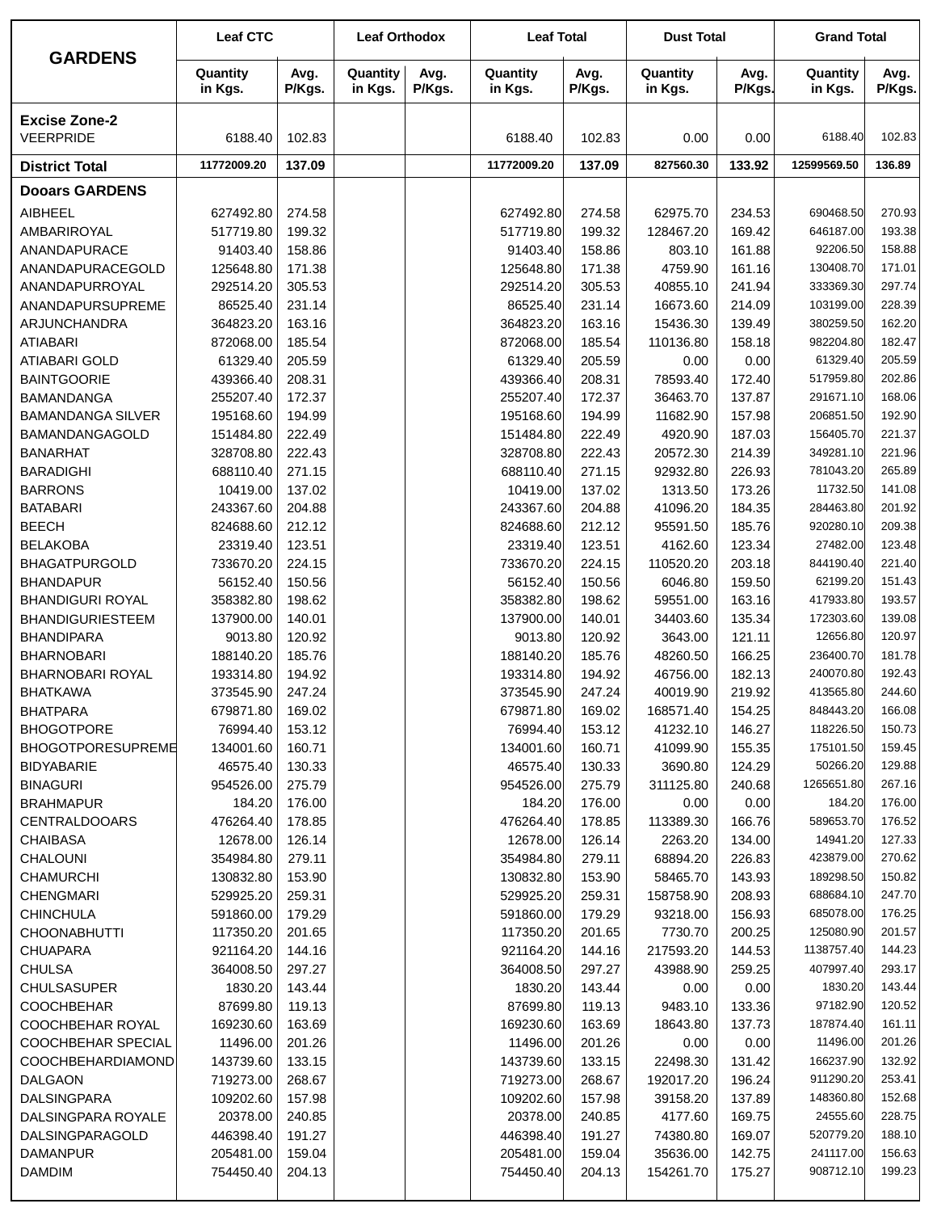| GARDENS | Leaf CTC | | Leaf Orthodox | | Leaf Total | | Dust Total | | Grand Total | |
|---|---|---|---|---|---|---|---|---|---|---|
| | Quantity in Kgs. | Avg. P/Kgs. | Quantity in Kgs. | Avg. P/Kgs. | Quantity in Kgs. | Avg. P/Kgs. | Quantity in Kgs. | Avg. P/Kgs. | Quantity in Kgs. | Avg. P/Kgs. |
| **Excise Zone-2** | | | | | | | | | | |
| VEERPRIDE | 6188.40 | 102.83 | | | 6188.40 | 102.83 | 0.00 | 0.00 | 6188.40 | 102.83 |
| **District Total** | **11772009.20** | **137.09** | | | **11772009.20** | **137.09** | **827560.30** | **133.92** | **12599569.50** | **136.89** |
| **Dooars GARDENS** | | | | | | | | | | |
| AIBHEEL | 627492.80 | 274.58 | | | 627492.80 | 274.58 | 62975.70 | 234.53 | 690468.50 | 270.93 |
| AMBARIROYAL | 517719.80 | 199.32 | | | 517719.80 | 199.32 | 128467.20 | 169.42 | 646187.00 | 193.38 |
| ANANDAPURACE | 91403.40 | 158.86 | | | 91403.40 | 158.86 | 803.10 | 161.88 | 92206.50 | 158.88 |
| ANANDAPURACEGOLD | 125648.80 | 171.38 | | | 125648.80 | 171.38 | 4759.90 | 161.16 | 130408.70 | 171.01 |
| ANANDAPURROYAL | 292514.20 | 305.53 | | | 292514.20 | 305.53 | 40855.10 | 241.94 | 333369.30 | 297.74 |
| ANANDAPURSUPREME | 86525.40 | 231.14 | | | 86525.40 | 231.14 | 16673.60 | 214.09 | 103199.00 | 228.39 |
| ARJUNCHANDRA | 364823.20 | 163.16 | | | 364823.20 | 163.16 | 15436.30 | 139.49 | 380259.50 | 162.20 |
| ATIABARI | 872068.00 | 185.54 | | | 872068.00 | 185.54 | 110136.80 | 158.18 | 982204.80 | 182.47 |
| ATIABARI GOLD | 61329.40 | 205.59 | | | 61329.40 | 205.59 | 0.00 | 0.00 | 61329.40 | 205.59 |
| BAINTGOORIE | 439366.40 | 208.31 | | | 439366.40 | 208.31 | 78593.40 | 172.40 | 517959.80 | 202.86 |
| BAMANDANGA | 255207.40 | 172.37 | | | 255207.40 | 172.37 | 36463.70 | 137.87 | 291671.10 | 168.06 |
| BAMANDANGA SILVER | 195168.60 | 194.99 | | | 195168.60 | 194.99 | 11682.90 | 157.98 | 206851.50 | 192.90 |
| BAMANDANGAGOLD | 151484.80 | 222.49 | | | 151484.80 | 222.49 | 4920.90 | 187.03 | 156405.70 | 221.37 |
| BANARHAT | 328708.80 | 222.43 | | | 328708.80 | 222.43 | 20572.30 | 214.39 | 349281.10 | 221.96 |
| BARADIGHI | 688110.40 | 271.15 | | | 688110.40 | 271.15 | 92932.80 | 226.93 | 781043.20 | 265.89 |
| BARRONS | 10419.00 | 137.02 | | | 10419.00 | 137.02 | 1313.50 | 173.26 | 11732.50 | 141.08 |
| BATABARI | 243367.60 | 204.88 | | | 243367.60 | 204.88 | 41096.20 | 184.35 | 284463.80 | 201.92 |
| BEECH | 824688.60 | 212.12 | | | 824688.60 | 212.12 | 95591.50 | 185.76 | 920280.10 | 209.38 |
| BELAKOBA | 23319.40 | 123.51 | | | 23319.40 | 123.51 | 4162.60 | 123.34 | 27482.00 | 123.48 |
| BHAGATPURGOLD | 733670.20 | 224.15 | | | 733670.20 | 224.15 | 110520.20 | 203.18 | 844190.40 | 221.40 |
| BHANDAPUR | 56152.40 | 150.56 | | | 56152.40 | 150.56 | 6046.80 | 159.50 | 62199.20 | 151.43 |
| BHANDIGURI ROYAL | 358382.80 | 198.62 | | | 358382.80 | 198.62 | 59551.00 | 163.16 | 417933.80 | 193.57 |
| BHANDIGURIESTEEM | 137900.00 | 140.01 | | | 137900.00 | 140.01 | 34403.60 | 135.34 | 172303.60 | 139.08 |
| BHANDIPARA | 9013.80 | 120.92 | | | 9013.80 | 120.92 | 3643.00 | 121.11 | 12656.80 | 120.97 |
| BHARNOBARI | 188140.20 | 185.76 | | | 188140.20 | 185.76 | 48260.50 | 166.25 | 236400.70 | 181.78 |
| BHARNOBARI ROYAL | 193314.80 | 194.92 | | | 193314.80 | 194.92 | 46756.00 | 182.13 | 240070.80 | 192.43 |
| BHATKAWA | 373545.90 | 247.24 | | | 373545.90 | 247.24 | 40019.90 | 219.92 | 413565.80 | 244.60 |
| BHATPARA | 679871.80 | 169.02 | | | 679871.80 | 169.02 | 168571.40 | 154.25 | 848443.20 | 166.08 |
| BHOGOTPORE | 76994.40 | 153.12 | | | 76994.40 | 153.12 | 41232.10 | 146.27 | 118226.50 | 150.73 |
| BHOGOTPORESUPREME | 134001.60 | 160.71 | | | 134001.60 | 160.71 | 41099.90 | 155.35 | 175101.50 | 159.45 |
| BIDYABARIE | 46575.40 | 130.33 | | | 46575.40 | 130.33 | 3690.80 | 124.29 | 50266.20 | 129.88 |
| BINAGURI | 954526.00 | 275.79 | | | 954526.00 | 275.79 | 311125.80 | 240.68 | 1265651.80 | 267.16 |
| BRAHMAPUR | 184.20 | 176.00 | | | 184.20 | 176.00 | 0.00 | 0.00 | 184.20 | 176.00 |
| CENTRALDOOARS | 476264.40 | 178.85 | | | 476264.40 | 178.85 | 113389.30 | 166.76 | 589653.70 | 176.52 |
| CHAIBASA | 12678.00 | 126.14 | | | 12678.00 | 126.14 | 2263.20 | 134.00 | 14941.20 | 127.33 |
| CHALOUNI | 354984.80 | 279.11 | | | 354984.80 | 279.11 | 68894.20 | 226.83 | 423879.00 | 270.62 |
| CHAMURCHI | 130832.80 | 153.90 | | | 130832.80 | 153.90 | 58465.70 | 143.93 | 189298.50 | 150.82 |
| CHENGMARI | 529925.20 | 259.31 | | | 529925.20 | 259.31 | 158758.90 | 208.93 | 688684.10 | 247.70 |
| CHINCHULA | 591860.00 | 179.29 | | | 591860.00 | 179.29 | 93218.00 | 156.93 | 685078.00 | 176.25 |
| CHOONABHUTTI | 117350.20 | 201.65 | | | 117350.20 | 201.65 | 7730.70 | 200.25 | 125080.90 | 201.57 |
| CHUAPARA | 921164.20 | 144.16 | | | 921164.20 | 144.16 | 217593.20 | 144.53 | 1138757.40 | 144.23 |
| CHULSA | 364008.50 | 297.27 | | | 364008.50 | 297.27 | 43988.90 | 259.25 | 407997.40 | 293.17 |
| CHULSASUPER | 1830.20 | 143.44 | | | 1830.20 | 143.44 | 0.00 | 0.00 | 1830.20 | 143.44 |
| COOCHBEHAR | 87699.80 | 119.13 | | | 87699.80 | 119.13 | 9483.10 | 133.36 | 97182.90 | 120.52 |
| COOCHBEHAR ROYAL | 169230.60 | 163.69 | | | 169230.60 | 163.69 | 18643.80 | 137.73 | 187874.40 | 161.11 |
| COOCHBEHAR SPECIAL | 11496.00 | 201.26 | | | 11496.00 | 201.26 | 0.00 | 0.00 | 11496.00 | 201.26 |
| COOCHBEHARDIAMOND | 143739.60 | 133.15 | | | 143739.60 | 133.15 | 22498.30 | 131.42 | 166237.90 | 132.92 |
| DALGAON | 719273.00 | 268.67 | | | 719273.00 | 268.67 | 192017.20 | 196.24 | 911290.20 | 253.41 |
| DALSINGPARA | 109202.60 | 157.98 | | | 109202.60 | 157.98 | 39158.20 | 137.89 | 148360.80 | 152.68 |
| DALSINGPARA ROYALE | 20378.00 | 240.85 | | | 20378.00 | 240.85 | 4177.60 | 169.75 | 24555.60 | 228.75 |
| DALSINGPARAGOLD | 446398.40 | 191.27 | | | 446398.40 | 191.27 | 74380.80 | 169.07 | 520779.20 | 188.10 |
| DAMANPUR | 205481.00 | 159.04 | | | 205481.00 | 159.04 | 35636.00 | 142.75 | 241117.00 | 156.63 |
| DAMDIM | 754450.40 | 204.13 | | | 754450.40 | 204.13 | 154261.70 | 175.27 | 908712.10 | 199.23 |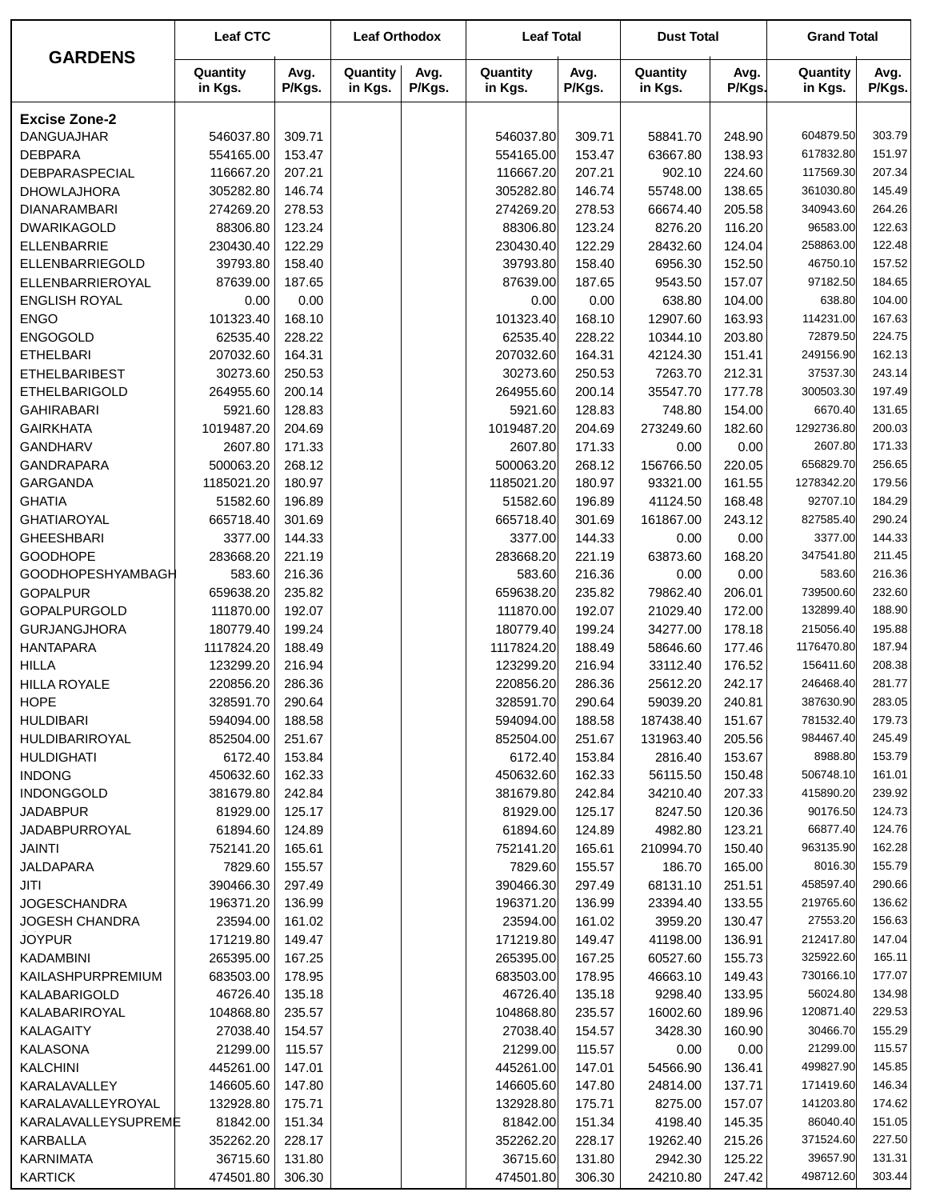| GARDENS | Leaf CTC | | Leaf Orthodox | | Leaf Total | | Dust Total | | Grand Total | |
|---|---|---|---|---|---|---|---|---|---|---|
| | Quantity in Kgs. | Avg. P/Kgs. | Quantity in Kgs. | Avg. P/Kgs. | Quantity in Kgs. | Avg. P/Kgs. | Quantity in Kgs. | Avg. P/Kgs. | Quantity in Kgs. | Avg. P/Kgs. |
| **Excise Zone-2** | | | | | | | | | | |
| DANGUAJHAR | 546037.80 | 309.71 | | | 546037.80 | 309.71 | 58841.70 | 248.90 | 604879.50 | 303.79 |
| DEBPARA | 554165.00 | 153.47 | | | 554165.00 | 153.47 | 63667.80 | 138.93 | 617832.80 | 151.97 |
| DEBPARASPECIAL | 116667.20 | 207.21 | | | 116667.20 | 207.21 | 902.10 | 224.60 | 117569.30 | 207.34 |
| DHOWLAJHORA | 305282.80 | 146.74 | | | 305282.80 | 146.74 | 55748.00 | 138.65 | 361030.80 | 145.49 |
| DIANARAMBARI | 274269.20 | 278.53 | | | 274269.20 | 278.53 | 66674.40 | 205.58 | 340943.60 | 264.26 |
| DWARIKAGOLD | 88306.80 | 123.24 | | | 88306.80 | 123.24 | 8276.20 | 116.20 | 96583.00 | 122.63 |
| ELLENBARRIE | 230430.40 | 122.29 | | | 230430.40 | 122.29 | 28432.60 | 124.04 | 258863.00 | 122.48 |
| ELLENBARRIEGOLD | 39793.80 | 158.40 | | | 39793.80 | 158.40 | 6956.30 | 152.50 | 46750.10 | 157.52 |
| ELLENBARRIEROYAL | 87639.00 | 187.65 | | | 87639.00 | 187.65 | 9543.50 | 157.07 | 97182.50 | 184.65 |
| ENGLISH ROYAL | 0.00 | 0.00 | | | 0.00 | 0.00 | 638.80 | 104.00 | 638.80 | 104.00 |
| ENGO | 101323.40 | 168.10 | | | 101323.40 | 168.10 | 12907.60 | 163.93 | 114231.00 | 167.63 |
| ENGOGOLD | 62535.40 | 228.22 | | | 62535.40 | 228.22 | 10344.10 | 203.80 | 72879.50 | 224.75 |
| ETHELBARI | 207032.60 | 164.31 | | | 207032.60 | 164.31 | 42124.30 | 151.41 | 249156.90 | 162.13 |
| ETHELBARIBEST | 30273.60 | 250.53 | | | 30273.60 | 250.53 | 7263.70 | 212.31 | 37537.30 | 243.14 |
| ETHELBARIGOLD | 264955.60 | 200.14 | | | 264955.60 | 200.14 | 35547.70 | 177.78 | 300503.30 | 197.49 |
| GAHIRABARI | 5921.60 | 128.83 | | | 5921.60 | 128.83 | 748.80 | 154.00 | 6670.40 | 131.65 |
| GAIRKHATA | 1019487.20 | 204.69 | | | 1019487.20 | 204.69 | 273249.60 | 182.60 | 1292736.80 | 200.03 |
| GANDHARV | 2607.80 | 171.33 | | | 2607.80 | 171.33 | 0.00 | 0.00 | 2607.80 | 171.33 |
| GANDRAPARA | 500063.20 | 268.12 | | | 500063.20 | 268.12 | 156766.50 | 220.05 | 656829.70 | 256.65 |
| GARGANDA | 1185021.20 | 180.97 | | | 1185021.20 | 180.97 | 93321.00 | 161.55 | 1278342.20 | 179.56 |
| GHATIA | 51582.60 | 196.89 | | | 51582.60 | 196.89 | 41124.50 | 168.48 | 92707.10 | 184.29 |
| GHATIAROYAL | 665718.40 | 301.69 | | | 665718.40 | 301.69 | 161867.00 | 243.12 | 827585.40 | 290.24 |
| GHEESHBARI | 3377.00 | 144.33 | | | 3377.00 | 144.33 | 0.00 | 0.00 | 3377.00 | 144.33 |
| GOODHOPE | 283668.20 | 221.19 | | | 283668.20 | 221.19 | 63873.60 | 168.20 | 347541.80 | 211.45 |
| GOODHOPESHYAMBAGH | 583.60 | 216.36 | | | 583.60 | 216.36 | 0.00 | 0.00 | 583.60 | 216.36 |
| GOPALPUR | 659638.20 | 235.82 | | | 659638.20 | 235.82 | 79862.40 | 206.01 | 739500.60 | 232.60 |
| GOPALPURGOLD | 111870.00 | 192.07 | | | 111870.00 | 192.07 | 21029.40 | 172.00 | 132899.40 | 188.90 |
| GURJANGJHORA | 180779.40 | 199.24 | | | 180779.40 | 199.24 | 34277.00 | 178.18 | 215056.40 | 195.88 |
| HANTAPARA | 1117824.20 | 188.49 | | | 1117824.20 | 188.49 | 58646.60 | 177.46 | 1176470.80 | 187.94 |
| HILLA | 123299.20 | 216.94 | | | 123299.20 | 216.94 | 33112.40 | 176.52 | 156411.60 | 208.38 |
| HILLA ROYALE | 220856.20 | 286.36 | | | 220856.20 | 286.36 | 25612.20 | 242.17 | 246468.40 | 281.77 |
| HOPE | 328591.70 | 290.64 | | | 328591.70 | 290.64 | 59039.20 | 240.81 | 387630.90 | 283.05 |
| HULDIBARI | 594094.00 | 188.58 | | | 594094.00 | 188.58 | 187438.40 | 151.67 | 781532.40 | 179.73 |
| HULDIBARIROYAL | 852504.00 | 251.67 | | | 852504.00 | 251.67 | 131963.40 | 205.56 | 984467.40 | 245.49 |
| HULDIGHATI | 6172.40 | 153.84 | | | 6172.40 | 153.84 | 2816.40 | 153.67 | 8988.80 | 153.79 |
| INDONG | 450632.60 | 162.33 | | | 450632.60 | 162.33 | 56115.50 | 150.48 | 506748.10 | 161.01 |
| INDONGGOLD | 381679.80 | 242.84 | | | 381679.80 | 242.84 | 34210.40 | 207.33 | 415890.20 | 239.92 |
| JADABPUR | 81929.00 | 125.17 | | | 81929.00 | 125.17 | 8247.50 | 120.36 | 90176.50 | 124.73 |
| JADABPURROYAL | 61894.60 | 124.89 | | | 61894.60 | 124.89 | 4982.80 | 123.21 | 66877.40 | 124.76 |
| JAINTI | 752141.20 | 165.61 | | | 752141.20 | 165.61 | 210994.70 | 150.40 | 963135.90 | 162.28 |
| JALDAPARA | 7829.60 | 155.57 | | | 7829.60 | 155.57 | 186.70 | 165.00 | 8016.30 | 155.79 |
| JITI | 390466.30 | 297.49 | | | 390466.30 | 297.49 | 68131.10 | 251.51 | 458597.40 | 290.66 |
| JOGESCHANDRA | 196371.20 | 136.99 | | | 196371.20 | 136.99 | 23394.40 | 133.55 | 219765.60 | 136.62 |
| JOGESH CHANDRA | 23594.00 | 161.02 | | | 23594.00 | 161.02 | 3959.20 | 130.47 | 27553.20 | 156.63 |
| JOYPUR | 171219.80 | 149.47 | | | 171219.80 | 149.47 | 41198.00 | 136.91 | 212417.80 | 147.04 |
| KADAMBINI | 265395.00 | 167.25 | | | 265395.00 | 167.25 | 60527.60 | 155.73 | 325922.60 | 165.11 |
| KAILASHPURPREMIUM | 683503.00 | 178.95 | | | 683503.00 | 178.95 | 46663.10 | 149.43 | 730166.10 | 177.07 |
| KALABARIGOLD | 46726.40 | 135.18 | | | 46726.40 | 135.18 | 9298.40 | 133.95 | 56024.80 | 134.98 |
| KALABARIROYAL | 104868.80 | 235.57 | | | 104868.80 | 235.57 | 16002.60 | 189.96 | 120871.40 | 229.53 |
| KALAGAITY | 27038.40 | 154.57 | | | 27038.40 | 154.57 | 3428.30 | 160.90 | 30466.70 | 155.29 |
| KALASONA | 21299.00 | 115.57 | | | 21299.00 | 115.57 | 0.00 | 0.00 | 21299.00 | 115.57 |
| KALCHINI | 445261.00 | 147.01 | | | 445261.00 | 147.01 | 54566.90 | 136.41 | 499827.90 | 145.85 |
| KARALAVALLEY | 146605.60 | 147.80 | | | 146605.60 | 147.80 | 24814.00 | 137.71 | 171419.60 | 146.34 |
| KARALAVALLEYROYAL | 132928.80 | 175.71 | | | 132928.80 | 175.71 | 8275.00 | 157.07 | 141203.80 | 174.62 |
| KARALAVALLEYSUPREME | 81842.00 | 151.34 | | | 81842.00 | 151.34 | 4198.40 | 145.35 | 86040.40 | 151.05 |
| KARBALLA | 352262.20 | 228.17 | | | 352262.20 | 228.17 | 19262.40 | 215.26 | 371524.60 | 227.50 |
| KARNIMATA | 36715.60 | 131.80 | | | 36715.60 | 131.80 | 2942.30 | 125.22 | 39657.90 | 131.31 |
| KARTICK | 474501.80 | 306.30 | | | 474501.80 | 306.30 | 24210.80 | 247.42 | 498712.60 | 303.44 |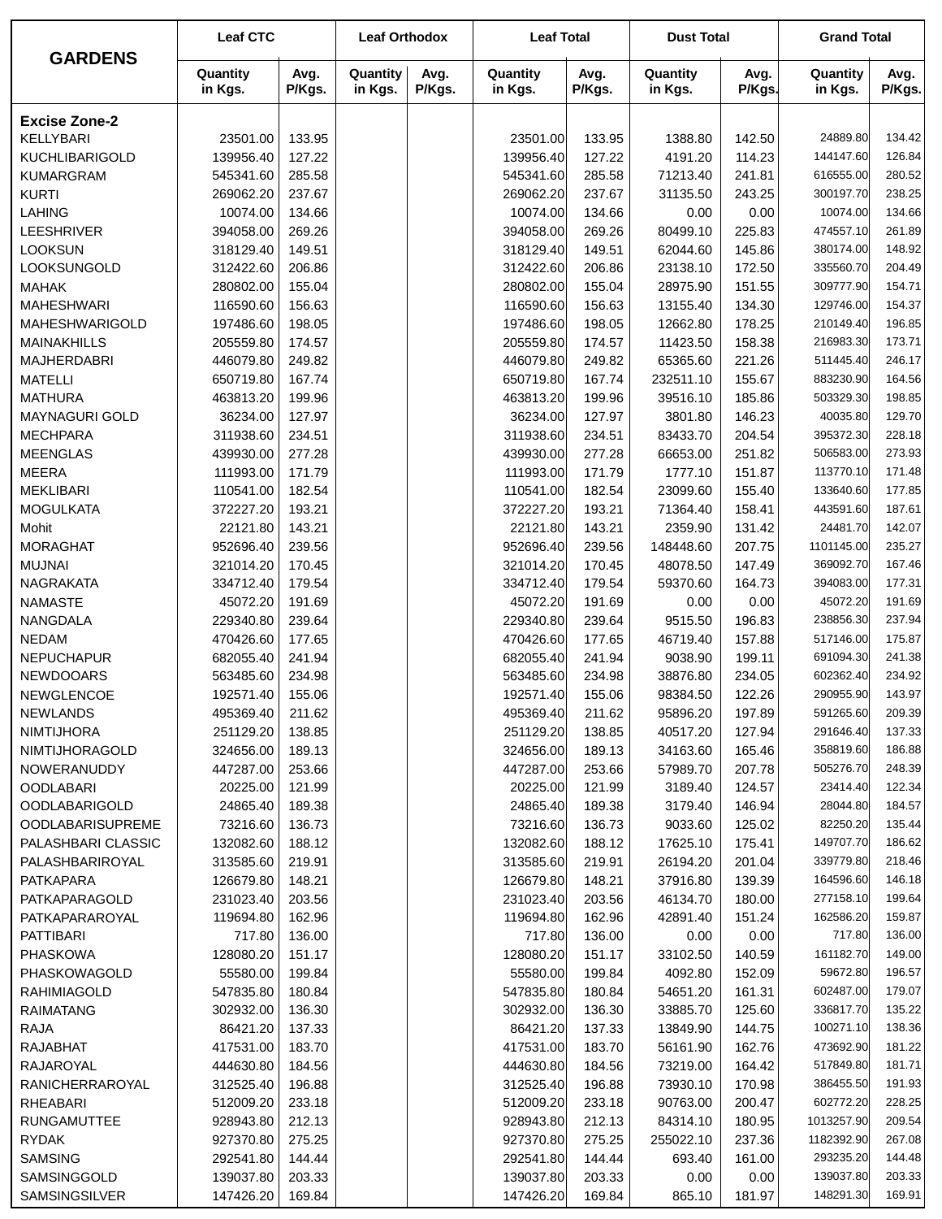| GARDENS | Leaf CTC | | Leaf Orthodox | | Leaf Total | | Dust Total | | Grand Total | |
|---|---|---|---|---|---|---|---|---|---|---|
| | Quantity in Kgs. | Avg. P/Kgs. | Quantity in Kgs. | Avg. P/Kgs. | Quantity in Kgs. | Avg. P/Kgs. | Quantity in Kgs. | Avg. P/Kgs. | Quantity in Kgs. | Avg. P/Kgs. |
| **Excise Zone-2** | | | | | | | | | | |
| KELLYBARI | 23501.00 | 133.95 | | | 23501.00 | 133.95 | 1388.80 | 142.50 | 24889.80 | 134.42 |
| KUCHLIBARIGOLD | 139956.40 | 127.22 | | | 139956.40 | 127.22 | 4191.20 | 114.23 | 144147.60 | 126.84 |
| KUMARGRAM | 545341.60 | 285.58 | | | 545341.60 | 285.58 | 71213.40 | 241.81 | 616555.00 | 280.52 |
| KURTI | 269062.20 | 237.67 | | | 269062.20 | 237.67 | 31135.50 | 243.25 | 300197.70 | 238.25 |
| LAHING | 10074.00 | 134.66 | | | 10074.00 | 134.66 | 0.00 | 0.00 | 10074.00 | 134.66 |
| LEESHRIVER | 394058.00 | 269.26 | | | 394058.00 | 269.26 | 80499.10 | 225.83 | 474557.10 | 261.89 |
| LOOKSUN | 318129.40 | 149.51 | | | 318129.40 | 149.51 | 62044.60 | 145.86 | 380174.00 | 148.92 |
| LOOKSUNGOLD | 312422.60 | 206.86 | | | 312422.60 | 206.86 | 23138.10 | 172.50 | 335560.70 | 204.49 |
| MAHAK | 280802.00 | 155.04 | | | 280802.00 | 155.04 | 28975.90 | 151.55 | 309777.90 | 154.71 |
| MAHESHWARI | 116590.60 | 156.63 | | | 116590.60 | 156.63 | 13155.40 | 134.30 | 129746.00 | 154.37 |
| MAHESHWARIGOLD | 197486.60 | 198.05 | | | 197486.60 | 198.05 | 12662.80 | 178.25 | 210149.40 | 196.85 |
| MAINAKHILLS | 205559.80 | 174.57 | | | 205559.80 | 174.57 | 11423.50 | 158.38 | 216983.30 | 173.71 |
| MAJHERDABRI | 446079.80 | 249.82 | | | 446079.80 | 249.82 | 65365.60 | 221.26 | 511445.40 | 246.17 |
| MATELLI | 650719.80 | 167.74 | | | 650719.80 | 167.74 | 232511.10 | 155.67 | 883230.90 | 164.56 |
| MATHURA | 463813.20 | 199.96 | | | 463813.20 | 199.96 | 39516.10 | 185.86 | 503329.30 | 198.85 |
| MAYNAGURI GOLD | 36234.00 | 127.97 | | | 36234.00 | 127.97 | 3801.80 | 146.23 | 40035.80 | 129.70 |
| MECHPARA | 311938.60 | 234.51 | | | 311938.60 | 234.51 | 83433.70 | 204.54 | 395372.30 | 228.18 |
| MEENGLAS | 439930.00 | 277.28 | | | 439930.00 | 277.28 | 66653.00 | 251.82 | 506583.00 | 273.93 |
| MEERA | 111993.00 | 171.79 | | | 111993.00 | 171.79 | 1777.10 | 151.87 | 113770.10 | 171.48 |
| MEKLIBARI | 110541.00 | 182.54 | | | 110541.00 | 182.54 | 23099.60 | 155.40 | 133640.60 | 177.85 |
| MOGULKATA | 372227.20 | 193.21 | | | 372227.20 | 193.21 | 71364.40 | 158.41 | 443591.60 | 187.61 |
| Mohit | 22121.80 | 143.21 | | | 22121.80 | 143.21 | 2359.90 | 131.42 | 24481.70 | 142.07 |
| MORAGHAT | 952696.40 | 239.56 | | | 952696.40 | 239.56 | 148448.60 | 207.75 | 1101145.00 | 235.27 |
| MUJNAI | 321014.20 | 170.45 | | | 321014.20 | 170.45 | 48078.50 | 147.49 | 369092.70 | 167.46 |
| NAGRAKATA | 334712.40 | 179.54 | | | 334712.40 | 179.54 | 59370.60 | 164.73 | 394083.00 | 177.31 |
| NAMASTE | 45072.20 | 191.69 | | | 45072.20 | 191.69 | 0.00 | 0.00 | 45072.20 | 191.69 |
| NANGDALA | 229340.80 | 239.64 | | | 229340.80 | 239.64 | 9515.50 | 196.83 | 238856.30 | 237.94 |
| NEDAM | 470426.60 | 177.65 | | | 470426.60 | 177.65 | 46719.40 | 157.88 | 517146.00 | 175.87 |
| NEPUCHAPUR | 682055.40 | 241.94 | | | 682055.40 | 241.94 | 9038.90 | 199.11 | 691094.30 | 241.38 |
| NEWDOOARS | 563485.60 | 234.98 | | | 563485.60 | 234.98 | 38876.80 | 234.05 | 602362.40 | 234.92 |
| NEWGLENCOE | 192571.40 | 155.06 | | | 192571.40 | 155.06 | 98384.50 | 122.26 | 290955.90 | 143.97 |
| NEWLANDS | 495369.40 | 211.62 | | | 495369.40 | 211.62 | 95896.20 | 197.89 | 591265.60 | 209.39 |
| NIMTIJHORA | 251129.20 | 138.85 | | | 251129.20 | 138.85 | 40517.20 | 127.94 | 291646.40 | 137.33 |
| NIMTIJHORAGOLD | 324656.00 | 189.13 | | | 324656.00 | 189.13 | 34163.60 | 165.46 | 358819.60 | 186.88 |
| NOWERANUDDY | 447287.00 | 253.66 | | | 447287.00 | 253.66 | 57989.70 | 207.78 | 505276.70 | 248.39 |
| OODLABARI | 20225.00 | 121.99 | | | 20225.00 | 121.99 | 3189.40 | 124.57 | 23414.40 | 122.34 |
| OODLABARIGOLD | 24865.40 | 189.38 | | | 24865.40 | 189.38 | 3179.40 | 146.94 | 28044.80 | 184.57 |
| OODLABARISUPREME | 73216.60 | 136.73 | | | 73216.60 | 136.73 | 9033.60 | 125.02 | 82250.20 | 135.44 |
| PALASHBARI CLASSIC | 132082.60 | 188.12 | | | 132082.60 | 188.12 | 17625.10 | 175.41 | 149707.70 | 186.62 |
| PALASHBARIROYAL | 313585.60 | 219.91 | | | 313585.60 | 219.91 | 26194.20 | 201.04 | 339779.80 | 218.46 |
| PATKAPARA | 126679.80 | 148.21 | | | 126679.80 | 148.21 | 37916.80 | 139.39 | 164596.60 | 146.18 |
| PATKAPARAGOLD | 231023.40 | 203.56 | | | 231023.40 | 203.56 | 46134.70 | 180.00 | 277158.10 | 199.64 |
| PATKAPARAROYAL | 119694.80 | 162.96 | | | 119694.80 | 162.96 | 42891.40 | 151.24 | 162586.20 | 159.87 |
| PATTIBARI | 717.80 | 136.00 | | | 717.80 | 136.00 | 0.00 | 0.00 | 717.80 | 136.00 |
| PHASKOWA | 128080.20 | 151.17 | | | 128080.20 | 151.17 | 33102.50 | 140.59 | 161182.70 | 149.00 |
| PHASKOWAGOLD | 55580.00 | 199.84 | | | 55580.00 | 199.84 | 4092.80 | 152.09 | 59672.80 | 196.57 |
| RAHIMIAGOLD | 547835.80 | 180.84 | | | 547835.80 | 180.84 | 54651.20 | 161.31 | 602487.00 | 179.07 |
| RAIMATANG | 302932.00 | 136.30 | | | 302932.00 | 136.30 | 33885.70 | 125.60 | 336817.70 | 135.22 |
| RAJA | 86421.20 | 137.33 | | | 86421.20 | 137.33 | 13849.90 | 144.75 | 100271.10 | 138.36 |
| RAJABHAT | 417531.00 | 183.70 | | | 417531.00 | 183.70 | 56161.90 | 162.76 | 473692.90 | 181.22 |
| RAJAROYAL | 444630.80 | 184.56 | | | 444630.80 | 184.56 | 73219.00 | 164.42 | 517849.80 | 181.71 |
| RANICHERRAROYAL | 312525.40 | 196.88 | | | 312525.40 | 196.88 | 73930.10 | 170.98 | 386455.50 | 191.93 |
| RHEABARI | 512009.20 | 233.18 | | | 512009.20 | 233.18 | 90763.00 | 200.47 | 602772.20 | 228.25 |
| RUNGAMUTTEE | 928943.80 | 212.13 | | | 928943.80 | 212.13 | 84314.10 | 180.95 | 1013257.90 | 209.54 |
| RYDAK | 927370.80 | 275.25 | | | 927370.80 | 275.25 | 255022.10 | 237.36 | 1182392.90 | 267.08 |
| SAMSING | 292541.80 | 144.44 | | | 292541.80 | 144.44 | 693.40 | 161.00 | 293235.20 | 144.48 |
| SAMSINGGOLD | 139037.80 | 203.33 | | | 139037.80 | 203.33 | 0.00 | 0.00 | 139037.80 | 203.33 |
| SAMSINGSILVER | 147426.20 | 169.84 | | | 147426.20 | 169.84 | 865.10 | 181.97 | 148291.30 | 169.91 |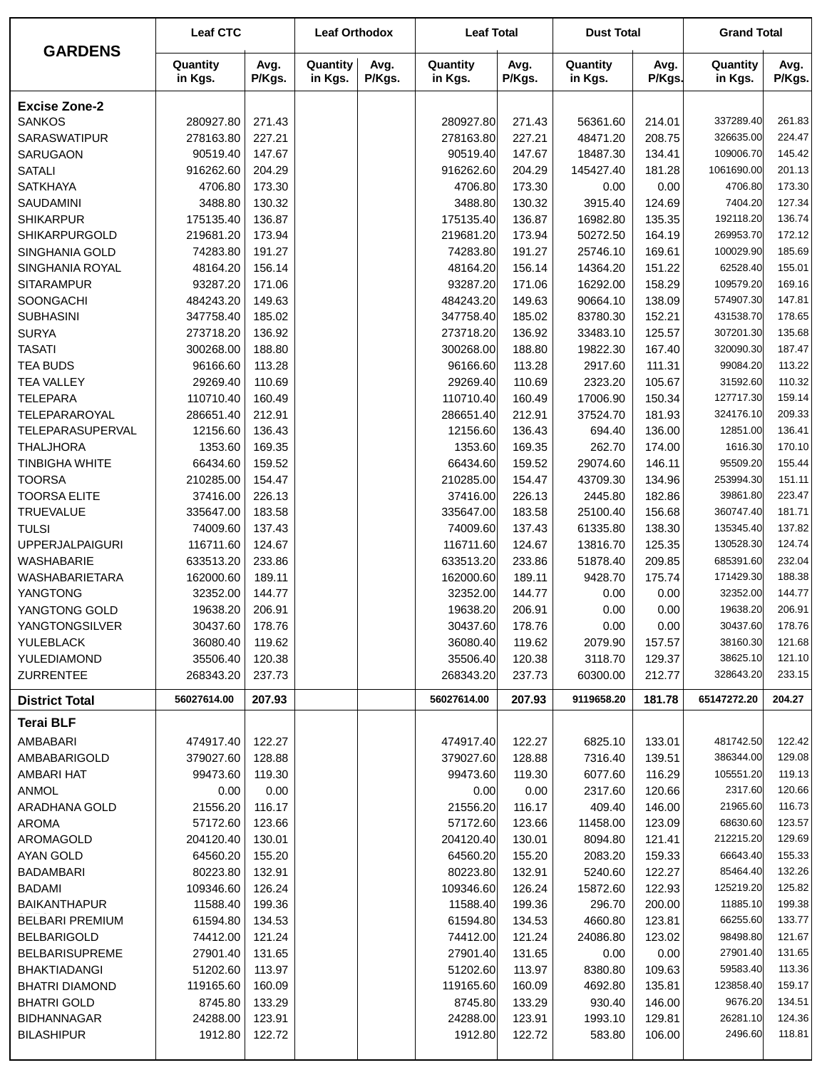| GARDENS | Leaf CTC | | Leaf Orthodox | | Leaf Total | | Dust Total | | Grand Total | |
|---|---|---|---|---|---|---|---|---|---|---|
| | Quantity in Kgs. | Avg. P/Kgs. | Quantity in Kgs. | Avg. P/Kgs. | Quantity in Kgs. | Avg. P/Kgs. | Quantity in Kgs. | Avg. P/Kgs. | Quantity in Kgs. | Avg. P/Kgs. |
| **Excise Zone-2** | | | | | | | | | | |
| SANKOS | 280927.80 | 271.43 | | | 280927.80 | 271.43 | 56361.60 | 214.01 | 337289.40 | 261.83 |
| SARASWATIPUR | 278163.80 | 227.21 | | | 278163.80 | 227.21 | 48471.20 | 208.75 | 326635.00 | 224.47 |
| SARUGAON | 90519.40 | 147.67 | | | 90519.40 | 147.67 | 18487.30 | 134.41 | 109006.70 | 145.42 |
| SATALI | 916262.60 | 204.29 | | | 916262.60 | 204.29 | 145427.40 | 181.28 | 1061690.00 | 201.13 |
| SATKHAYA | 4706.80 | 173.30 | | | 4706.80 | 173.30 | 0.00 | 0.00 | 4706.80 | 173.30 |
| SAUDAMINI | 3488.80 | 130.32 | | | 3488.80 | 130.32 | 3915.40 | 124.69 | 7404.20 | 127.34 |
| SHIKARPUR | 175135.40 | 136.87 | | | 175135.40 | 136.87 | 16982.80 | 135.35 | 192118.20 | 136.74 |
| SHIKARPURGOLD | 219681.20 | 173.94 | | | 219681.20 | 173.94 | 50272.50 | 164.19 | 269953.70 | 172.12 |
| SINGHANIA GOLD | 74283.80 | 191.27 | | | 74283.80 | 191.27 | 25746.10 | 169.61 | 100029.90 | 185.69 |
| SINGHANIA ROYAL | 48164.20 | 156.14 | | | 48164.20 | 156.14 | 14364.20 | 151.22 | 62528.40 | 155.01 |
| SITARAMPUR | 93287.20 | 171.06 | | | 93287.20 | 171.06 | 16292.00 | 158.29 | 109579.20 | 169.16 |
| SOONGACHI | 484243.20 | 149.63 | | | 484243.20 | 149.63 | 90664.10 | 138.09 | 574907.30 | 147.81 |
| SUBHASINI | 347758.40 | 185.02 | | | 347758.40 | 185.02 | 83780.30 | 152.21 | 431538.70 | 178.65 |
| SURYA | 273718.20 | 136.92 | | | 273718.20 | 136.92 | 33483.10 | 125.57 | 307201.30 | 135.68 |
| TASATI | 300268.00 | 188.80 | | | 300268.00 | 188.80 | 19822.30 | 167.40 | 320090.30 | 187.47 |
| TEA BUDS | 96166.60 | 113.28 | | | 96166.60 | 113.28 | 2917.60 | 111.31 | 99084.20 | 113.22 |
| TEA VALLEY | 29269.40 | 110.69 | | | 29269.40 | 110.69 | 2323.20 | 105.67 | 31592.60 | 110.32 |
| TELEPARA | 110710.40 | 160.49 | | | 110710.40 | 160.49 | 17006.90 | 150.34 | 127717.30 | 159.14 |
| TELEPARAROYAL | 286651.40 | 212.91 | | | 286651.40 | 212.91 | 37524.70 | 181.93 | 324176.10 | 209.33 |
| TELEPARASUPERVAL | 12156.60 | 136.43 | | | 12156.60 | 136.43 | 694.40 | 136.00 | 12851.00 | 136.41 |
| THALJHORA | 1353.60 | 169.35 | | | 1353.60 | 169.35 | 262.70 | 174.00 | 1616.30 | 170.10 |
| TINBIGHA WHITE | 66434.60 | 159.52 | | | 66434.60 | 159.52 | 29074.60 | 146.11 | 95509.20 | 155.44 |
| TOORSA | 210285.00 | 154.47 | | | 210285.00 | 154.47 | 43709.30 | 134.96 | 253994.30 | 151.11 |
| TOORSA ELITE | 37416.00 | 226.13 | | | 37416.00 | 226.13 | 2445.80 | 182.86 | 39861.80 | 223.47 |
| TRUEVALUE | 335647.00 | 183.58 | | | 335647.00 | 183.58 | 25100.40 | 156.68 | 360747.40 | 181.71 |
| TULSI | 74009.60 | 137.43 | | | 74009.60 | 137.43 | 61335.80 | 138.30 | 135345.40 | 137.82 |
| UPPERJALPAIGURI | 116711.60 | 124.67 | | | 116711.60 | 124.67 | 13816.70 | 125.35 | 130528.30 | 124.74 |
| WASHABARIE | 633513.20 | 233.86 | | | 633513.20 | 233.86 | 51878.40 | 209.85 | 685391.60 | 232.04 |
| WASHABARIETARA | 162000.60 | 189.11 | | | 162000.60 | 189.11 | 9428.70 | 175.74 | 171429.30 | 188.38 |
| YANGTONG | 32352.00 | 144.77 | | | 32352.00 | 144.77 | 0.00 | 0.00 | 32352.00 | 144.77 |
| YANGTONG GOLD | 19638.20 | 206.91 | | | 19638.20 | 206.91 | 0.00 | 0.00 | 19638.20 | 206.91 |
| YANGTONGSILVER | 30437.60 | 178.76 | | | 30437.60 | 178.76 | 0.00 | 0.00 | 30437.60 | 178.76 |
| YULEBLACK | 36080.40 | 119.62 | | | 36080.40 | 119.62 | 2079.90 | 157.57 | 38160.30 | 121.68 |
| YULEDIAMOND | 35506.40 | 120.38 | | | 35506.40 | 120.38 | 3118.70 | 129.37 | 38625.10 | 121.10 |
| ZURRENTEE | 268343.20 | 237.73 | | | 268343.20 | 237.73 | 60300.00 | 212.77 | 328643.20 | 233.15 |
| **District Total** | **56027614.00** | **207.93** | | | **56027614.00** | **207.93** | **9119658.20** | **181.78** | **65147272.20** | **204.27** |
| **Terai BLF** | | | | | | | | | | |
| AMBABARI | 474917.40 | 122.27 | | | 474917.40 | 122.27 | 6825.10 | 133.01 | 481742.50 | 122.42 |
| AMBABARIGOLD | 379027.60 | 128.88 | | | 379027.60 | 128.88 | 7316.40 | 139.51 | 386344.00 | 129.08 |
| AMBARI HAT | 99473.60 | 119.30 | | | 99473.60 | 119.30 | 6077.60 | 116.29 | 105551.20 | 119.13 |
| ANMOL | 0.00 | 0.00 | | | 0.00 | 0.00 | 2317.60 | 120.66 | 2317.60 | 120.66 |
| ARADHANA GOLD | 21556.20 | 116.17 | | | 21556.20 | 116.17 | 409.40 | 146.00 | 21965.60 | 116.73 |
| AROMA | 57172.60 | 123.66 | | | 57172.60 | 123.66 | 11458.00 | 123.09 | 68630.60 | 123.57 |
| AROMAGOLD | 204120.40 | 130.01 | | | 204120.40 | 130.01 | 8094.80 | 121.41 | 212215.20 | 129.69 |
| AYAN GOLD | 64560.20 | 155.20 | | | 64560.20 | 155.20 | 2083.20 | 159.33 | 66643.40 | 155.33 |
| BADAMBARI | 80223.80 | 132.91 | | | 80223.80 | 132.91 | 5240.60 | 122.27 | 85464.40 | 132.26 |
| BADAMI | 109346.60 | 126.24 | | | 109346.60 | 126.24 | 15872.60 | 122.93 | 125219.20 | 125.82 |
| BAIKANTHAPUR | 11588.40 | 199.36 | | | 11588.40 | 199.36 | 296.70 | 200.00 | 11885.10 | 199.38 |
| BELBARI PREMIUM | 61594.80 | 134.53 | | | 61594.80 | 134.53 | 4660.80 | 123.81 | 66255.60 | 133.77 |
| BELBARIGOLD | 74412.00 | 121.24 | | | 74412.00 | 121.24 | 24086.80 | 123.02 | 98498.80 | 121.67 |
| BELBARISUPREME | 27901.40 | 131.65 | | | 27901.40 | 131.65 | 0.00 | 0.00 | 27901.40 | 131.65 |
| BHAKTIADANGI | 51202.60 | 113.97 | | | 51202.60 | 113.97 | 8380.80 | 109.63 | 59583.40 | 113.36 |
| BHATRI DIAMOND | 119165.60 | 160.09 | | | 119165.60 | 160.09 | 4692.80 | 135.81 | 123858.40 | 159.17 |
| BHATRI GOLD | 8745.80 | 133.29 | | | 8745.80 | 133.29 | 930.40 | 146.00 | 9676.20 | 134.51 |
| BIDHANNAGAR | 24288.00 | 123.91 | | | 24288.00 | 123.91 | 1993.10 | 129.81 | 26281.10 | 124.36 |
| BILASHIPUR | 1912.80 | 122.72 | | | 1912.80 | 122.72 | 583.80 | 106.00 | 2496.60 | 118.81 |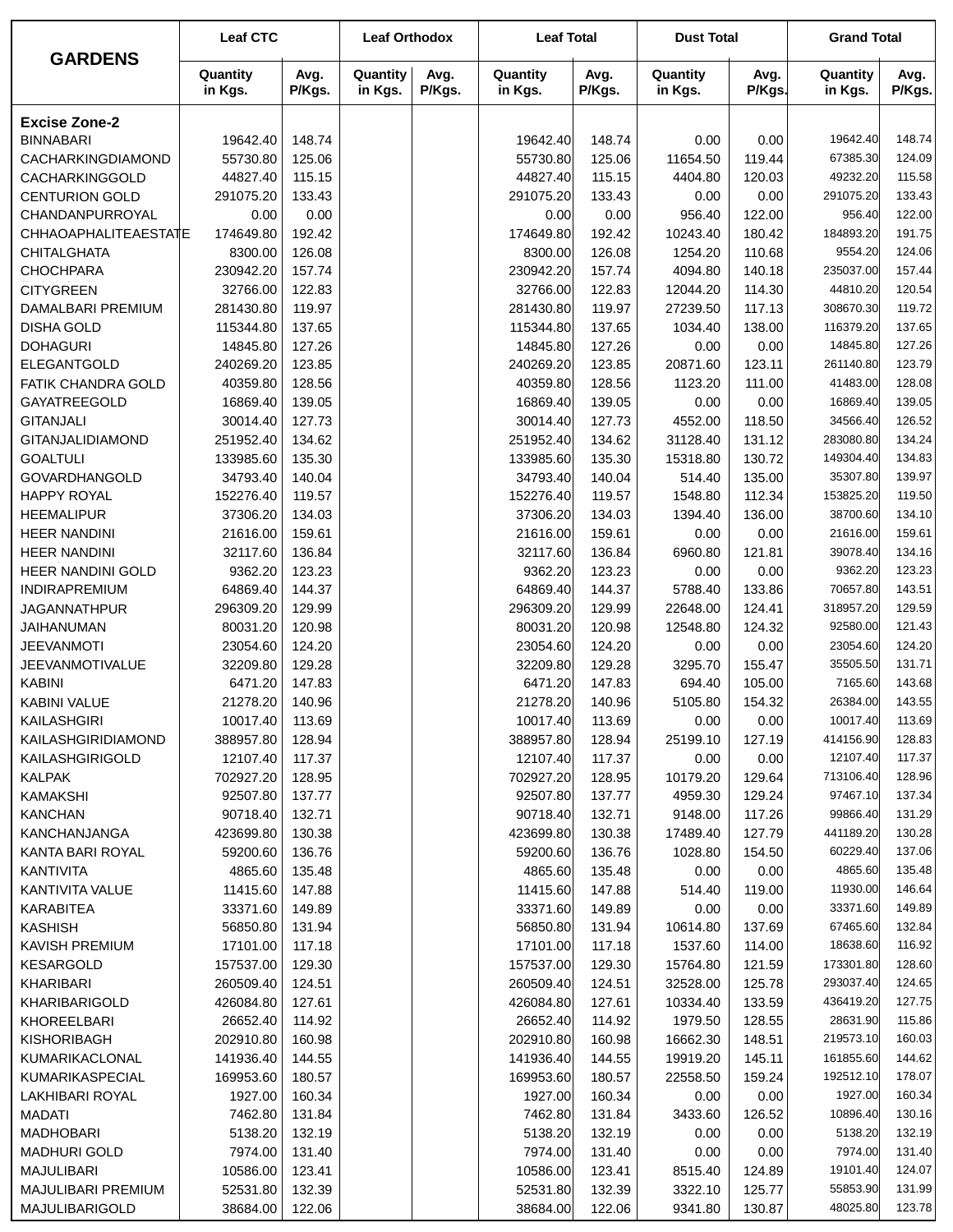| GARDENS | Leaf CTC | | Leaf Orthodox | | Leaf Total | | Dust Total | | Grand Total | |
|---|---|---|---|---|---|---|---|---|---|---|
| | Quantity in Kgs. | Avg. P/Kgs. | Quantity in Kgs. | Avg. P/Kgs. | Quantity in Kgs. | Avg. P/Kgs. | Quantity in Kgs. | Avg. P/Kgs. | Quantity in Kgs. | Avg. P/Kgs. |
| **Excise Zone-2** | | | | | | | | | | |
| BINNABARI | 19642.40 | 148.74 | | | 19642.40 | 148.74 | 0.00 | 0.00 | 19642.40 | 148.74 |
| CACHARKINGDIAMOND | 55730.80 | 125.06 | | | 55730.80 | 125.06 | 11654.50 | 119.44 | 67385.30 | 124.09 |
| CACHARKINGGOLD | 44827.40 | 115.15 | | | 44827.40 | 115.15 | 4404.80 | 120.03 | 49232.20 | 115.58 |
| CENTURION GOLD | 291075.20 | 133.43 | | | 291075.20 | 133.43 | 0.00 | 0.00 | 291075.20 | 133.43 |
| CHANDANPURROYAL | 0.00 | 0.00 | | | 0.00 | 0.00 | 956.40 | 122.00 | 956.40 | 122.00 |
| CHHAOAPHALITEAESTATE | 174649.80 | 192.42 | | | 174649.80 | 192.42 | 10243.40 | 180.42 | 184893.20 | 191.75 |
| CHITALGHATA | 8300.00 | 126.08 | | | 8300.00 | 126.08 | 1254.20 | 110.68 | 9554.20 | 124.06 |
| CHOCHPARA | 230942.20 | 157.74 | | | 230942.20 | 157.74 | 4094.80 | 140.18 | 235037.00 | 157.44 |
| CITYGREEN | 32766.00 | 122.83 | | | 32766.00 | 122.83 | 12044.20 | 114.30 | 44810.20 | 120.54 |
| DAMALBARI PREMIUM | 281430.80 | 119.97 | | | 281430.80 | 119.97 | 27239.50 | 117.13 | 308670.30 | 119.72 |
| DISHA GOLD | 115344.80 | 137.65 | | | 115344.80 | 137.65 | 1034.40 | 138.00 | 116379.20 | 137.65 |
| DOHAGURI | 14845.80 | 127.26 | | | 14845.80 | 127.26 | 0.00 | 0.00 | 14845.80 | 127.26 |
| ELEGANTGOLD | 240269.20 | 123.85 | | | 240269.20 | 123.85 | 20871.60 | 123.11 | 261140.80 | 123.79 |
| FATIK CHANDRA GOLD | 40359.80 | 128.56 | | | 40359.80 | 128.56 | 1123.20 | 111.00 | 41483.00 | 128.08 |
| GAYATREEGOLD | 16869.40 | 139.05 | | | 16869.40 | 139.05 | 0.00 | 0.00 | 16869.40 | 139.05 |
| GITANJALI | 30014.40 | 127.73 | | | 30014.40 | 127.73 | 4552.00 | 118.50 | 34566.40 | 126.52 |
| GITANJALIDIAMOND | 251952.40 | 134.62 | | | 251952.40 | 134.62 | 31128.40 | 131.12 | 283080.80 | 134.24 |
| GOALTULI | 133985.60 | 135.30 | | | 133985.60 | 135.30 | 15318.80 | 130.72 | 149304.40 | 134.83 |
| GOVARDHANGOLD | 34793.40 | 140.04 | | | 34793.40 | 140.04 | 514.40 | 135.00 | 35307.80 | 139.97 |
| HAPPY ROYAL | 152276.40 | 119.57 | | | 152276.40 | 119.57 | 1548.80 | 112.34 | 153825.20 | 119.50 |
| HEEMALIPUR | 37306.20 | 134.03 | | | 37306.20 | 134.03 | 1394.40 | 136.00 | 38700.60 | 134.10 |
| HEER NANDINI | 21616.00 | 159.61 | | | 21616.00 | 159.61 | 0.00 | 0.00 | 21616.00 | 159.61 |
| HEER NANDINI | 32117.60 | 136.84 | | | 32117.60 | 136.84 | 6960.80 | 121.81 | 39078.40 | 134.16 |
| HEER NANDINI GOLD | 9362.20 | 123.23 | | | 9362.20 | 123.23 | 0.00 | 0.00 | 9362.20 | 123.23 |
| INDIRAPREMIUM | 64869.40 | 144.37 | | | 64869.40 | 144.37 | 5788.40 | 133.86 | 70657.80 | 143.51 |
| JAGANNATHPUR | 296309.20 | 129.99 | | | 296309.20 | 129.99 | 22648.00 | 124.41 | 318957.20 | 129.59 |
| JAIHANUMAN | 80031.20 | 120.98 | | | 80031.20 | 120.98 | 12548.80 | 124.32 | 92580.00 | 121.43 |
| JEEVANMOTI | 23054.60 | 124.20 | | | 23054.60 | 124.20 | 0.00 | 0.00 | 23054.60 | 124.20 |
| JEEVANMOTIVALUE | 32209.80 | 129.28 | | | 32209.80 | 129.28 | 3295.70 | 155.47 | 35505.50 | 131.71 |
| KABINI | 6471.20 | 147.83 | | | 6471.20 | 147.83 | 694.40 | 105.00 | 7165.60 | 143.68 |
| KABINI VALUE | 21278.20 | 140.96 | | | 21278.20 | 140.96 | 5105.80 | 154.32 | 26384.00 | 143.55 |
| KAILASHGIRI | 10017.40 | 113.69 | | | 10017.40 | 113.69 | 0.00 | 0.00 | 10017.40 | 113.69 |
| KAILASHGIRIDIAMOND | 388957.80 | 128.94 | | | 388957.80 | 128.94 | 25199.10 | 127.19 | 414156.90 | 128.83 |
| KAILASHGIRIGOLD | 12107.40 | 117.37 | | | 12107.40 | 117.37 | 0.00 | 0.00 | 12107.40 | 117.37 |
| KALPAK | 702927.20 | 128.95 | | | 702927.20 | 128.95 | 10179.20 | 129.64 | 713106.40 | 128.96 |
| KAMAKSHI | 92507.80 | 137.77 | | | 92507.80 | 137.77 | 4959.30 | 129.24 | 97467.10 | 137.34 |
| KANCHAN | 90718.40 | 132.71 | | | 90718.40 | 132.71 | 9148.00 | 117.26 | 99866.40 | 131.29 |
| KANCHANJANGA | 423699.80 | 130.38 | | | 423699.80 | 130.38 | 17489.40 | 127.79 | 441189.20 | 130.28 |
| KANTA BARI ROYAL | 59200.60 | 136.76 | | | 59200.60 | 136.76 | 1028.80 | 154.50 | 60229.40 | 137.06 |
| KANTIVITA | 4865.60 | 135.48 | | | 4865.60 | 135.48 | 0.00 | 0.00 | 4865.60 | 135.48 |
| KANTIVITA VALUE | 11415.60 | 147.88 | | | 11415.60 | 147.88 | 514.40 | 119.00 | 11930.00 | 146.64 |
| KARABITEA | 33371.60 | 149.89 | | | 33371.60 | 149.89 | 0.00 | 0.00 | 33371.60 | 149.89 |
| KASHISH | 56850.80 | 131.94 | | | 56850.80 | 131.94 | 10614.80 | 137.69 | 67465.60 | 132.84 |
| KAVISH PREMIUM | 17101.00 | 117.18 | | | 17101.00 | 117.18 | 1537.60 | 114.00 | 18638.60 | 116.92 |
| KESARGOLD | 157537.00 | 129.30 | | | 157537.00 | 129.30 | 15764.80 | 121.59 | 173301.80 | 128.60 |
| KHARIBARI | 260509.40 | 124.51 | | | 260509.40 | 124.51 | 32528.00 | 125.78 | 293037.40 | 124.65 |
| KHARIBARIGOLD | 426084.80 | 127.61 | | | 426084.80 | 127.61 | 10334.40 | 133.59 | 436419.20 | 127.75 |
| KHOREELBARI | 26652.40 | 114.92 | | | 26652.40 | 114.92 | 1979.50 | 128.55 | 28631.90 | 115.86 |
| KISHORIBAGH | 202910.80 | 160.98 | | | 202910.80 | 160.98 | 16662.30 | 148.51 | 219573.10 | 160.03 |
| KUMARIKACLONAL | 141936.40 | 144.55 | | | 141936.40 | 144.55 | 19919.20 | 145.11 | 161855.60 | 144.62 |
| KUMARIKASPECIAL | 169953.60 | 180.57 | | | 169953.60 | 180.57 | 22558.50 | 159.24 | 192512.10 | 178.07 |
| LAKHIBARI ROYAL | 1927.00 | 160.34 | | | 1927.00 | 160.34 | 0.00 | 0.00 | 1927.00 | 160.34 |
| MADATI | 7462.80 | 131.84 | | | 7462.80 | 131.84 | 3433.60 | 126.52 | 10896.40 | 130.16 |
| MADHOBARI | 5138.20 | 132.19 | | | 5138.20 | 132.19 | 0.00 | 0.00 | 5138.20 | 132.19 |
| MADHURI GOLD | 7974.00 | 131.40 | | | 7974.00 | 131.40 | 0.00 | 0.00 | 7974.00 | 131.40 |
| MAJULIBARI | 10586.00 | 123.41 | | | 10586.00 | 123.41 | 8515.40 | 124.89 | 19101.40 | 124.07 |
| MAJULIBARI PREMIUM | 52531.80 | 132.39 | | | 52531.80 | 132.39 | 3322.10 | 125.77 | 55853.90 | 131.99 |
| MAJULIBARIGOLD | 38684.00 | 122.06 | | | 38684.00 | 122.06 | 9341.80 | 130.87 | 48025.80 | 123.78 |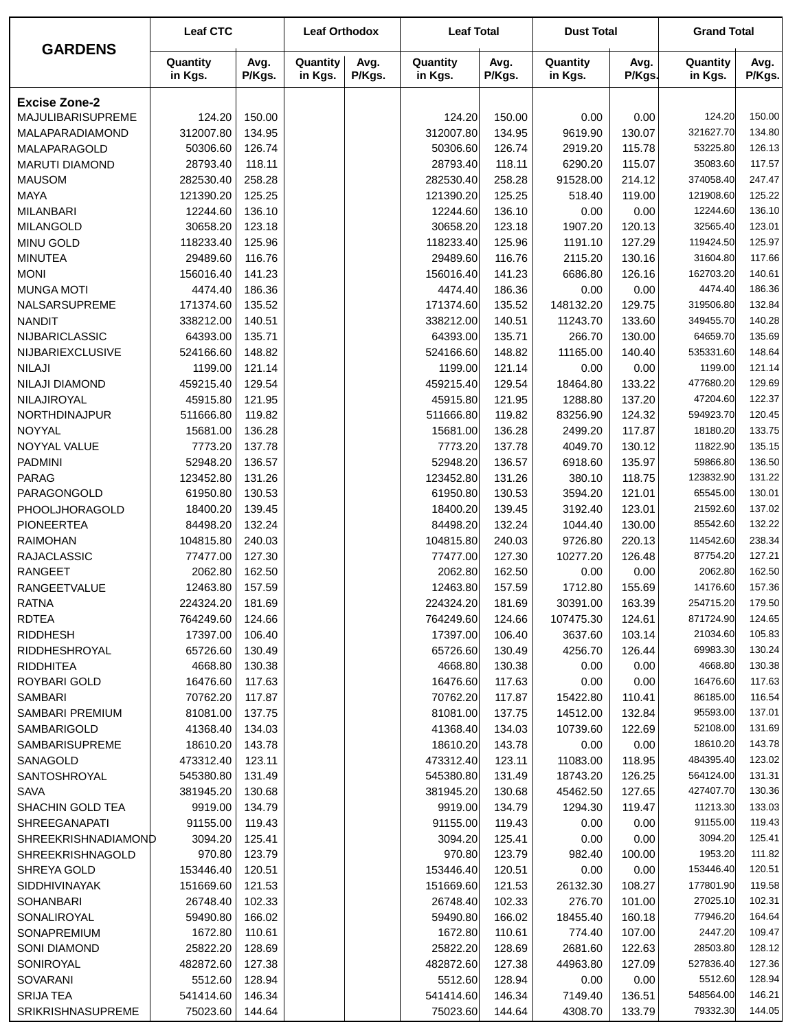| GARDENS | Leaf CTC | | Leaf Orthodox | | Leaf Total | | Dust Total | | Grand Total | |
|---|---|---|---|---|---|---|---|---|---|---|
| | Quantity in Kgs. | Avg. P/Kgs. | Quantity in Kgs. | Avg. P/Kgs. | Quantity in Kgs. | Avg. P/Kgs. | Quantity in Kgs. | Avg. P/Kgs. | Quantity in Kgs. | Avg. P/Kgs. |
| **Excise Zone-2** | | | | | | | | | | |
| MAJULIBARISUPREME | 124.20 | 150.00 | | | 124.20 | 150.00 | 0.00 | 0.00 | 124.20 | 150.00 |
| MALAPARADIAMOND | 312007.80 | 134.95 | | | 312007.80 | 134.95 | 9619.90 | 130.07 | 321627.70 | 134.80 |
| MALAPARAGOLD | 50306.60 | 126.74 | | | 50306.60 | 126.74 | 2919.20 | 115.78 | 53225.80 | 126.13 |
| MARUTI DIAMOND | 28793.40 | 118.11 | | | 28793.40 | 118.11 | 6290.20 | 115.07 | 35083.60 | 117.57 |
| MAUSOM | 282530.40 | 258.28 | | | 282530.40 | 258.28 | 91528.00 | 214.12 | 374058.40 | 247.47 |
| MAYA | 121390.20 | 125.25 | | | 121390.20 | 125.25 | 518.40 | 119.00 | 121908.60 | 125.22 |
| MILANBARI | 12244.60 | 136.10 | | | 12244.60 | 136.10 | 0.00 | 0.00 | 12244.60 | 136.10 |
| MILANGOLD | 30658.20 | 123.18 | | | 30658.20 | 123.18 | 1907.20 | 120.13 | 32565.40 | 123.01 |
| MINU GOLD | 118233.40 | 125.96 | | | 118233.40 | 125.96 | 1191.10 | 127.29 | 119424.50 | 125.97 |
| MINUTEA | 29489.60 | 116.76 | | | 29489.60 | 116.76 | 2115.20 | 130.16 | 31604.80 | 117.66 |
| MONI | 156016.40 | 141.23 | | | 156016.40 | 141.23 | 6686.80 | 126.16 | 162703.20 | 140.61 |
| MUNGA MOTI | 4474.40 | 186.36 | | | 4474.40 | 186.36 | 0.00 | 0.00 | 4474.40 | 186.36 |
| NALSARSUPREME | 171374.60 | 135.52 | | | 171374.60 | 135.52 | 148132.20 | 129.75 | 319506.80 | 132.84 |
| NANDIT | 338212.00 | 140.51 | | | 338212.00 | 140.51 | 11243.70 | 133.60 | 349455.70 | 140.28 |
| NIJBARICLASSIC | 64393.00 | 135.71 | | | 64393.00 | 135.71 | 266.70 | 130.00 | 64659.70 | 135.69 |
| NIJBARIEXCLUSIVE | 524166.60 | 148.82 | | | 524166.60 | 148.82 | 11165.00 | 140.40 | 535331.60 | 148.64 |
| NILAJI | 1199.00 | 121.14 | | | 1199.00 | 121.14 | 0.00 | 0.00 | 1199.00 | 121.14 |
| NILAJI DIAMOND | 459215.40 | 129.54 | | | 459215.40 | 129.54 | 18464.80 | 133.22 | 477680.20 | 129.69 |
| NILAJIROYAL | 45915.80 | 121.95 | | | 45915.80 | 121.95 | 1288.80 | 137.20 | 47204.60 | 122.37 |
| NORTHDINAJPUR | 511666.80 | 119.82 | | | 511666.80 | 119.82 | 83256.90 | 124.32 | 594923.70 | 120.45 |
| NOYYAL | 15681.00 | 136.28 | | | 15681.00 | 136.28 | 2499.20 | 117.87 | 18180.20 | 133.75 |
| NOYYAL VALUE | 7773.20 | 137.78 | | | 7773.20 | 137.78 | 4049.70 | 130.12 | 11822.90 | 135.15 |
| PADMINI | 52948.20 | 136.57 | | | 52948.20 | 136.57 | 6918.60 | 135.97 | 59866.80 | 136.50 |
| PARAG | 123452.80 | 131.26 | | | 123452.80 | 131.26 | 380.10 | 118.75 | 123832.90 | 131.22 |
| PARAGONGOLD | 61950.80 | 130.53 | | | 61950.80 | 130.53 | 3594.20 | 121.01 | 65545.00 | 130.01 |
| PHOOLJHORAGOLD | 18400.20 | 139.45 | | | 18400.20 | 139.45 | 3192.40 | 123.01 | 21592.60 | 137.02 |
| PIONEERTEA | 84498.20 | 132.24 | | | 84498.20 | 132.24 | 1044.40 | 130.00 | 85542.60 | 132.22 |
| RAIMOHAN | 104815.80 | 240.03 | | | 104815.80 | 240.03 | 9726.80 | 220.13 | 114542.60 | 238.34 |
| RAJACLASSIC | 77477.00 | 127.30 | | | 77477.00 | 127.30 | 10277.20 | 126.48 | 87754.20 | 127.21 |
| RANGEET | 2062.80 | 162.50 | | | 2062.80 | 162.50 | 0.00 | 0.00 | 2062.80 | 162.50 |
| RANGEETVALUE | 12463.80 | 157.59 | | | 12463.80 | 157.59 | 1712.80 | 155.69 | 14176.60 | 157.36 |
| RATNA | 224324.20 | 181.69 | | | 224324.20 | 181.69 | 30391.00 | 163.39 | 254715.20 | 179.50 |
| RDTEA | 764249.60 | 124.66 | | | 764249.60 | 124.66 | 107475.30 | 124.61 | 871724.90 | 124.65 |
| RIDDHESH | 17397.00 | 106.40 | | | 17397.00 | 106.40 | 3637.60 | 103.14 | 21034.60 | 105.83 |
| RIDDHESHROYAL | 65726.60 | 130.49 | | | 65726.60 | 130.49 | 4256.70 | 126.44 | 69983.30 | 130.24 |
| RIDDHITEA | 4668.80 | 130.38 | | | 4668.80 | 130.38 | 0.00 | 0.00 | 4668.80 | 130.38 |
| ROYBARI GOLD | 16476.60 | 117.63 | | | 16476.60 | 117.63 | 0.00 | 0.00 | 16476.60 | 117.63 |
| SAMBARI | 70762.20 | 117.87 | | | 70762.20 | 117.87 | 15422.80 | 110.41 | 86185.00 | 116.54 |
| SAMBARI PREMIUM | 81081.00 | 137.75 | | | 81081.00 | 137.75 | 14512.00 | 132.84 | 95593.00 | 137.01 |
| SAMBARIGOLD | 41368.40 | 134.03 | | | 41368.40 | 134.03 | 10739.60 | 122.69 | 52108.00 | 131.69 |
| SAMBARISUPREME | 18610.20 | 143.78 | | | 18610.20 | 143.78 | 0.00 | 0.00 | 18610.20 | 143.78 |
| SANAGOLD | 473312.40 | 123.11 | | | 473312.40 | 123.11 | 11083.00 | 118.95 | 484395.40 | 123.02 |
| SANTOSHROYAL | 545380.80 | 131.49 | | | 545380.80 | 131.49 | 18743.20 | 126.25 | 564124.00 | 131.31 |
| SAVA | 381945.20 | 130.68 | | | 381945.20 | 130.68 | 45462.50 | 127.65 | 427407.70 | 130.36 |
| SHACHIN GOLD TEA | 9919.00 | 134.79 | | | 9919.00 | 134.79 | 1294.30 | 119.47 | 11213.30 | 133.03 |
| SHREEGANAPATI | 91155.00 | 119.43 | | | 91155.00 | 119.43 | 0.00 | 0.00 | 91155.00 | 119.43 |
| SHREEKRISHNADIAMOND | 3094.20 | 125.41 | | | 3094.20 | 125.41 | 0.00 | 0.00 | 3094.20 | 125.41 |
| SHREEKRISHNAGOLD | 970.80 | 123.79 | | | 970.80 | 123.79 | 982.40 | 100.00 | 1953.20 | 111.82 |
| SHREYA GOLD | 153446.40 | 120.51 | | | 153446.40 | 120.51 | 0.00 | 0.00 | 153446.40 | 120.51 |
| SIDDHIVINAYAK | 151669.60 | 121.53 | | | 151669.60 | 121.53 | 26132.30 | 108.27 | 177801.90 | 119.58 |
| SOHANBARI | 26748.40 | 102.33 | | | 26748.40 | 102.33 | 276.70 | 101.00 | 27025.10 | 102.31 |
| SONALIROYAL | 59490.80 | 166.02 | | | 59490.80 | 166.02 | 18455.40 | 160.18 | 77946.20 | 164.64 |
| SONAPREMIUM | 1672.80 | 110.61 | | | 1672.80 | 110.61 | 774.40 | 107.00 | 2447.20 | 109.47 |
| SONI DIAMOND | 25822.20 | 128.69 | | | 25822.20 | 128.69 | 2681.60 | 122.63 | 28503.80 | 128.12 |
| SONIROYAL | 482872.60 | 127.38 | | | 482872.60 | 127.38 | 44963.80 | 127.09 | 527836.40 | 127.36 |
| SOVARANI | 5512.60 | 128.94 | | | 5512.60 | 128.94 | 0.00 | 0.00 | 5512.60 | 128.94 |
| SRIJA TEA | 541414.60 | 146.34 | | | 541414.60 | 146.34 | 7149.40 | 136.51 | 548564.00 | 146.21 |
| SRIKRISHNASUPREME | 75023.60 | 144.64 | | | 75023.60 | 144.64 | 4308.70 | 133.79 | 79332.30 | 144.05 |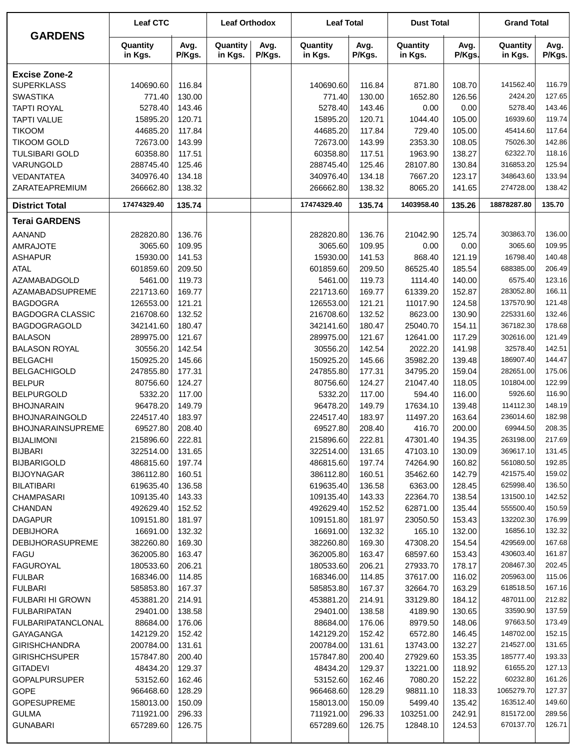| GARDENS | Leaf CTC | | Leaf Orthodox | | Leaf Total | | Dust Total | | Grand Total | |
|---|---|---|---|---|---|---|---|---|---|---|
| | Quantity in Kgs. | Avg. P/Kgs. | Quantity in Kgs. | Avg. P/Kgs. | Quantity in Kgs. | Avg. P/Kgs. | Quantity in Kgs. | Avg. P/Kgs. | Quantity in Kgs. | Avg. P/Kgs. |
| **Excise Zone-2** | | | | | | | | | | |
| SUPERKLASS | 140690.60 | 116.84 | | | 140690.60 | 116.84 | 871.80 | 108.70 | 141562.40 | 116.79 |
| SWASTIKA | 771.40 | 130.00 | | | 771.40 | 130.00 | 1652.80 | 126.56 | 2424.20 | 127.65 |
| TAPTI ROYAL | 5278.40 | 143.46 | | | 5278.40 | 143.46 | 0.00 | 0.00 | 5278.40 | 143.46 |
| TAPTI VALUE | 15895.20 | 120.71 | | | 15895.20 | 120.71 | 1044.40 | 105.00 | 16939.60 | 119.74 |
| TIKOOM | 44685.20 | 117.84 | | | 44685.20 | 117.84 | 729.40 | 105.00 | 45414.60 | 117.64 |
| TIKOOM GOLD | 72673.00 | 143.99 | | | 72673.00 | 143.99 | 2353.30 | 108.05 | 75026.30 | 142.86 |
| TULSIBARI GOLD | 60358.80 | 117.51 | | | 60358.80 | 117.51 | 1963.90 | 138.27 | 62322.70 | 118.16 |
| VARUNGOLD | 288745.40 | 125.46 | | | 288745.40 | 125.46 | 28107.80 | 130.84 | 316853.20 | 125.94 |
| VEDANTATEA | 340976.40 | 134.18 | | | 340976.40 | 134.18 | 7667.20 | 123.17 | 348643.60 | 133.94 |
| ZARATEAPREMIUM | 266662.80 | 138.32 | | | 266662.80 | 138.32 | 8065.20 | 141.65 | 274728.00 | 138.42 |
| **District Total** | **17474329.40** | **135.74** | | | **17474329.40** | **135.74** | **1403958.40** | **135.26** | **18878287.80** | **135.70** |
| **Terai GARDENS** | | | | | | | | | | |
| AANAND | 282820.80 | 136.76 | | | 282820.80 | 136.76 | 21042.90 | 125.74 | 303863.70 | 136.00 |
| AMRAJOTE | 3065.60 | 109.95 | | | 3065.60 | 109.95 | 0.00 | 0.00 | 3065.60 | 109.95 |
| ASHAPUR | 15930.00 | 141.53 | | | 15930.00 | 141.53 | 868.40 | 121.19 | 16798.40 | 140.48 |
| ATAL | 601859.60 | 209.50 | | | 601859.60 | 209.50 | 86525.40 | 185.54 | 688385.00 | 206.49 |
| AZAMABADGOLD | 5461.00 | 119.73 | | | 5461.00 | 119.73 | 1114.40 | 140.00 | 6575.40 | 123.16 |
| AZAMABADSUPREME | 221713.60 | 169.77 | | | 221713.60 | 169.77 | 61339.20 | 152.87 | 283052.80 | 166.11 |
| BAGDOGRA | 126553.00 | 121.21 | | | 126553.00 | 121.21 | 11017.90 | 124.58 | 137570.90 | 121.48 |
| BAGDOGRA CLASSIC | 216708.60 | 132.52 | | | 216708.60 | 132.52 | 8623.00 | 130.90 | 225331.60 | 132.46 |
| BAGDOGRAGOLD | 342141.60 | 180.47 | | | 342141.60 | 180.47 | 25040.70 | 154.11 | 367182.30 | 178.68 |
| BALASON | 289975.00 | 121.67 | | | 289975.00 | 121.67 | 12641.00 | 117.29 | 302616.00 | 121.49 |
| BALASON ROYAL | 30556.20 | 142.54 | | | 30556.20 | 142.54 | 2022.20 | 141.98 | 32578.40 | 142.51 |
| BELGACHI | 150925.20 | 145.66 | | | 150925.20 | 145.66 | 35982.20 | 139.48 | 186907.40 | 144.47 |
| BELGACHIGOLD | 247855.80 | 177.31 | | | 247855.80 | 177.31 | 34795.20 | 159.04 | 282651.00 | 175.06 |
| BELPUR | 80756.60 | 124.27 | | | 80756.60 | 124.27 | 21047.40 | 118.05 | 101804.00 | 122.99 |
| BELPURGOLD | 5332.20 | 117.00 | | | 5332.20 | 117.00 | 594.40 | 116.00 | 5926.60 | 116.90 |
| BHOJNARAIN | 96478.20 | 149.79 | | | 96478.20 | 149.79 | 17634.10 | 139.48 | 114112.30 | 148.19 |
| BHOJNARAINGOLD | 224517.40 | 183.97 | | | 224517.40 | 183.97 | 11497.20 | 163.64 | 236014.60 | 182.98 |
| BHOJNARAINSUPREME | 69527.80 | 208.40 | | | 69527.80 | 208.40 | 416.70 | 200.00 | 69944.50 | 208.35 |
| BIJALIMONI | 215896.60 | 222.81 | | | 215896.60 | 222.81 | 47301.40 | 194.35 | 263198.00 | 217.69 |
| BIJBARI | 322514.00 | 131.65 | | | 322514.00 | 131.65 | 47103.10 | 130.09 | 369617.10 | 131.45 |
| BIJBARIGOLD | 486815.60 | 197.74 | | | 486815.60 | 197.74 | 74264.90 | 160.82 | 561080.50 | 192.85 |
| BIJOYNAGAR | 386112.80 | 160.51 | | | 386112.80 | 160.51 | 35462.60 | 142.79 | 421575.40 | 159.02 |
| BILATIBARI | 619635.40 | 136.58 | | | 619635.40 | 136.58 | 6363.00 | 128.45 | 625998.40 | 136.50 |
| CHAMPASARI | 109135.40 | 143.33 | | | 109135.40 | 143.33 | 22364.70 | 138.54 | 131500.10 | 142.52 |
| CHANDAN | 492629.40 | 152.52 | | | 492629.40 | 152.52 | 62871.00 | 135.44 | 555500.40 | 150.59 |
| DAGAPUR | 109151.80 | 181.97 | | | 109151.80 | 181.97 | 23050.50 | 153.43 | 132202.30 | 176.99 |
| DEBIJHORA | 16691.00 | 132.32 | | | 16691.00 | 132.32 | 165.10 | 132.00 | 16856.10 | 132.32 |
| DEBIJHORASUPREME | 382260.80 | 169.30 | | | 382260.80 | 169.30 | 47308.20 | 154.54 | 429569.00 | 167.68 |
| FAGU | 362005.80 | 163.47 | | | 362005.80 | 163.47 | 68597.60 | 153.43 | 430603.40 | 161.87 |
| FAGUROYAL | 180533.60 | 206.21 | | | 180533.60 | 206.21 | 27933.70 | 178.17 | 208467.30 | 202.45 |
| FULBAR | 168346.00 | 114.85 | | | 168346.00 | 114.85 | 37617.00 | 116.02 | 205963.00 | 115.06 |
| FULBARI | 585853.80 | 167.37 | | | 585853.80 | 167.37 | 32664.70 | 163.29 | 618518.50 | 167.16 |
| FULBARI HI GROWN | 453881.20 | 214.91 | | | 453881.20 | 214.91 | 33129.80 | 184.12 | 487011.00 | 212.82 |
| FULBARIPATAN | 29401.00 | 138.58 | | | 29401.00 | 138.58 | 4189.90 | 130.65 | 33590.90 | 137.59 |
| FULBARIPATANCLONAL | 88684.00 | 176.06 | | | 88684.00 | 176.06 | 8979.50 | 148.06 | 97663.50 | 173.49 |
| GAYAGANGA | 142129.20 | 152.42 | | | 142129.20 | 152.42 | 6572.80 | 146.45 | 148702.00 | 152.15 |
| GIRISHCHANDRA | 200784.00 | 131.61 | | | 200784.00 | 131.61 | 13743.00 | 132.27 | 214527.00 | 131.65 |
| GIRISHCHSUPER | 157847.80 | 200.40 | | | 157847.80 | 200.40 | 27929.60 | 153.35 | 185777.40 | 193.33 |
| GITADEVI | 48434.20 | 129.37 | | | 48434.20 | 129.37 | 13221.00 | 118.92 | 61655.20 | 127.13 |
| GOPALPURSUPER | 53152.60 | 162.46 | | | 53152.60 | 162.46 | 7080.20 | 152.22 | 60232.80 | 161.26 |
| GOPE | 966468.60 | 128.29 | | | 966468.60 | 128.29 | 98811.10 | 118.33 | 1065279.70 | 127.37 |
| GOPESUPREME | 158013.00 | 150.09 | | | 158013.00 | 150.09 | 5499.40 | 135.42 | 163512.40 | 149.60 |
| GULMA | 711921.00 | 296.33 | | | 711921.00 | 296.33 | 103251.00 | 242.91 | 815172.00 | 289.56 |
| GUNABARI | 657289.60 | 126.75 | | | 657289.60 | 126.75 | 12848.10 | 124.53 | 670137.70 | 126.71 |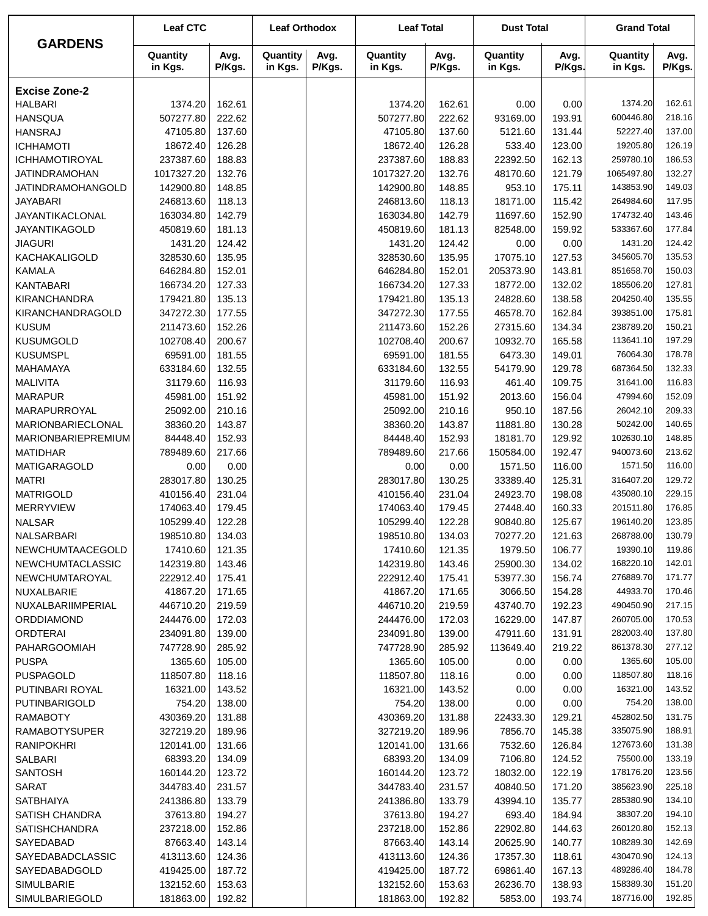| GARDENS | Leaf CTC | | Leaf Orthodox | | Leaf Total | | Dust Total | | Grand Total | |
|---|---|---|---|---|---|---|---|---|---|---|
| | Quantity in Kgs. | Avg. P/Kgs. | Quantity in Kgs. | Avg. P/Kgs. | Quantity in Kgs. | Avg. P/Kgs. | Quantity in Kgs. | Avg. P/Kgs. | Quantity in Kgs. | Avg. P/Kgs. |
| **Excise Zone-2** | | | | | | | | | | |
| HALBARI | 1374.20 | 162.61 | | | 1374.20 | 162.61 | 0.00 | 0.00 | 1374.20 | 162.61 |
| HANSQUA | 507277.80 | 222.62 | | | 507277.80 | 222.62 | 93169.00 | 193.91 | 600446.80 | 218.16 |
| HANSRAJ | 47105.80 | 137.60 | | | 47105.80 | 137.60 | 5121.60 | 131.44 | 52227.40 | 137.00 |
| ICHHAMOTI | 18672.40 | 126.28 | | | 18672.40 | 126.28 | 533.40 | 123.00 | 19205.80 | 126.19 |
| ICHHAMOTIROYAL | 237387.60 | 188.83 | | | 237387.60 | 188.83 | 22392.50 | 162.13 | 259780.10 | 186.53 |
| JATINDRAMOHAN | 1017327.20 | 132.76 | | | 1017327.20 | 132.76 | 48170.60 | 121.79 | 1065497.80 | 132.27 |
| JATINDRAMOHANGOLD | 142900.80 | 148.85 | | | 142900.80 | 148.85 | 953.10 | 175.11 | 143853.90 | 149.03 |
| JAYABARI | 246813.60 | 118.13 | | | 246813.60 | 118.13 | 18171.00 | 115.42 | 264984.60 | 117.95 |
| JAYANTIKACLONAL | 163034.80 | 142.79 | | | 163034.80 | 142.79 | 11697.60 | 152.90 | 174732.40 | 143.46 |
| JAYANTIKAGOLD | 450819.60 | 181.13 | | | 450819.60 | 181.13 | 82548.00 | 159.92 | 533367.60 | 177.84 |
| JIAGURI | 1431.20 | 124.42 | | | 1431.20 | 124.42 | 0.00 | 0.00 | 1431.20 | 124.42 |
| KACHAKALIGOLD | 328530.60 | 135.95 | | | 328530.60 | 135.95 | 17075.10 | 127.53 | 345605.70 | 135.53 |
| KAMALA | 646284.80 | 152.01 | | | 646284.80 | 152.01 | 205373.90 | 143.81 | 851658.70 | 150.03 |
| KANTABARI | 166734.20 | 127.33 | | | 166734.20 | 127.33 | 18772.00 | 132.02 | 185506.20 | 127.81 |
| KIRANCHANDRA | 179421.80 | 135.13 | | | 179421.80 | 135.13 | 24828.60 | 138.58 | 204250.40 | 135.55 |
| KIRANCHANDRAGOLD | 347272.30 | 177.55 | | | 347272.30 | 177.55 | 46578.70 | 162.84 | 393851.00 | 175.81 |
| KUSUM | 211473.60 | 152.26 | | | 211473.60 | 152.26 | 27315.60 | 134.34 | 238789.20 | 150.21 |
| KUSUMGOLD | 102708.40 | 200.67 | | | 102708.40 | 200.67 | 10932.70 | 165.58 | 113641.10 | 197.29 |
| KUSUMSPL | 69591.00 | 181.55 | | | 69591.00 | 181.55 | 6473.30 | 149.01 | 76064.30 | 178.78 |
| MAHAMAYA | 633184.60 | 132.55 | | | 633184.60 | 132.55 | 54179.90 | 129.78 | 687364.50 | 132.33 |
| MALIVITA | 31179.60 | 116.93 | | | 31179.60 | 116.93 | 461.40 | 109.75 | 31641.00 | 116.83 |
| MARAPUR | 45981.00 | 151.92 | | | 45981.00 | 151.92 | 2013.60 | 156.04 | 47994.60 | 152.09 |
| MARAPURROYAL | 25092.00 | 210.16 | | | 25092.00 | 210.16 | 950.10 | 187.56 | 26042.10 | 209.33 |
| MARIONBARIECLONAL | 38360.20 | 143.87 | | | 38360.20 | 143.87 | 11881.80 | 130.28 | 50242.00 | 140.65 |
| MARIONBARIEPREMIUM | 84448.40 | 152.93 | | | 84448.40 | 152.93 | 18181.70 | 129.92 | 102630.10 | 148.85 |
| MATIDHAR | 789489.60 | 217.66 | | | 789489.60 | 217.66 | 150584.00 | 192.47 | 940073.60 | 213.62 |
| MATIGARAGOLD | 0.00 | 0.00 | | | 0.00 | 0.00 | 1571.50 | 116.00 | 1571.50 | 116.00 |
| MATRI | 283017.80 | 130.25 | | | 283017.80 | 130.25 | 33389.40 | 125.31 | 316407.20 | 129.72 |
| MATRIGOLD | 410156.40 | 231.04 | | | 410156.40 | 231.04 | 24923.70 | 198.08 | 435080.10 | 229.15 |
| MERRYVIEW | 174063.40 | 179.45 | | | 174063.40 | 179.45 | 27448.40 | 160.33 | 201511.80 | 176.85 |
| NALSAR | 105299.40 | 122.28 | | | 105299.40 | 122.28 | 90840.80 | 125.67 | 196140.20 | 123.85 |
| NALSARBARI | 198510.80 | 134.03 | | | 198510.80 | 134.03 | 70277.20 | 121.63 | 268788.00 | 130.79 |
| NEWCHUMTAACEGOLD | 17410.60 | 121.35 | | | 17410.60 | 121.35 | 1979.50 | 106.77 | 19390.10 | 119.86 |
| NEWCHUMTACLASSIC | 142319.80 | 143.46 | | | 142319.80 | 143.46 | 25900.30 | 134.02 | 168220.10 | 142.01 |
| NEWCHUMTAROYAL | 222912.40 | 175.41 | | | 222912.40 | 175.41 | 53977.30 | 156.74 | 276889.70 | 171.77 |
| NUXALBARIE | 41867.20 | 171.65 | | | 41867.20 | 171.65 | 3066.50 | 154.28 | 44933.70 | 170.46 |
| NUXALBARIIMPERIAL | 446710.20 | 219.59 | | | 446710.20 | 219.59 | 43740.70 | 192.23 | 490450.90 | 217.15 |
| ORDDIAMOND | 244476.00 | 172.03 | | | 244476.00 | 172.03 | 16229.00 | 147.87 | 260705.00 | 170.53 |
| ORDTERAI | 234091.80 | 139.00 | | | 234091.80 | 139.00 | 47911.60 | 131.91 | 282003.40 | 137.80 |
| PAHARGOOMIAH | 747728.90 | 285.92 | | | 747728.90 | 285.92 | 113649.40 | 219.22 | 861378.30 | 277.12 |
| PUSPA | 1365.60 | 105.00 | | | 1365.60 | 105.00 | 0.00 | 0.00 | 1365.60 | 105.00 |
| PUSPAGOLD | 118507.80 | 118.16 | | | 118507.80 | 118.16 | 0.00 | 0.00 | 118507.80 | 118.16 |
| PUTINBARI ROYAL | 16321.00 | 143.52 | | | 16321.00 | 143.52 | 0.00 | 0.00 | 16321.00 | 143.52 |
| PUTINBARIGOLD | 754.20 | 138.00 | | | 754.20 | 138.00 | 0.00 | 0.00 | 754.20 | 138.00 |
| RAMABOTY | 430369.20 | 131.88 | | | 430369.20 | 131.88 | 22433.30 | 129.21 | 452802.50 | 131.75 |
| RAMABOTYSUPER | 327219.20 | 189.96 | | | 327219.20 | 189.96 | 7856.70 | 145.38 | 335075.90 | 188.91 |
| RANIPOKHRI | 120141.00 | 131.66 | | | 120141.00 | 131.66 | 7532.60 | 126.84 | 127673.60 | 131.38 |
| SALBARI | 68393.20 | 134.09 | | | 68393.20 | 134.09 | 7106.80 | 124.52 | 75500.00 | 133.19 |
| SANTOSH | 160144.20 | 123.72 | | | 160144.20 | 123.72 | 18032.00 | 122.19 | 178176.20 | 123.56 |
| SARAT | 344783.40 | 231.57 | | | 344783.40 | 231.57 | 40840.50 | 171.20 | 385623.90 | 225.18 |
| SATBHAIYA | 241386.80 | 133.79 | | | 241386.80 | 133.79 | 43994.10 | 135.77 | 285380.90 | 134.10 |
| SATISH CHANDRA | 37613.80 | 194.27 | | | 37613.80 | 194.27 | 693.40 | 184.94 | 38307.20 | 194.10 |
| SATISHCHANDRA | 237218.00 | 152.86 | | | 237218.00 | 152.86 | 22902.80 | 144.63 | 260120.80 | 152.13 |
| SAYEDABAD | 87663.40 | 143.14 | | | 87663.40 | 143.14 | 20625.90 | 140.77 | 108289.30 | 142.69 |
| SAYEDABADCLASSIC | 413113.60 | 124.36 | | | 413113.60 | 124.36 | 17357.30 | 118.61 | 430470.90 | 124.13 |
| SAYEDABADGOLD | 419425.00 | 187.72 | | | 419425.00 | 187.72 | 69861.40 | 167.13 | 489286.40 | 184.78 |
| SIMULBARIE | 132152.60 | 153.63 | | | 132152.60 | 153.63 | 26236.70 | 138.93 | 158389.30 | 151.20 |
| SIMULBARIEGOLD | 181863.00 | 192.82 | | | 181863.00 | 192.82 | 5853.00 | 193.74 | 187716.00 | 192.85 |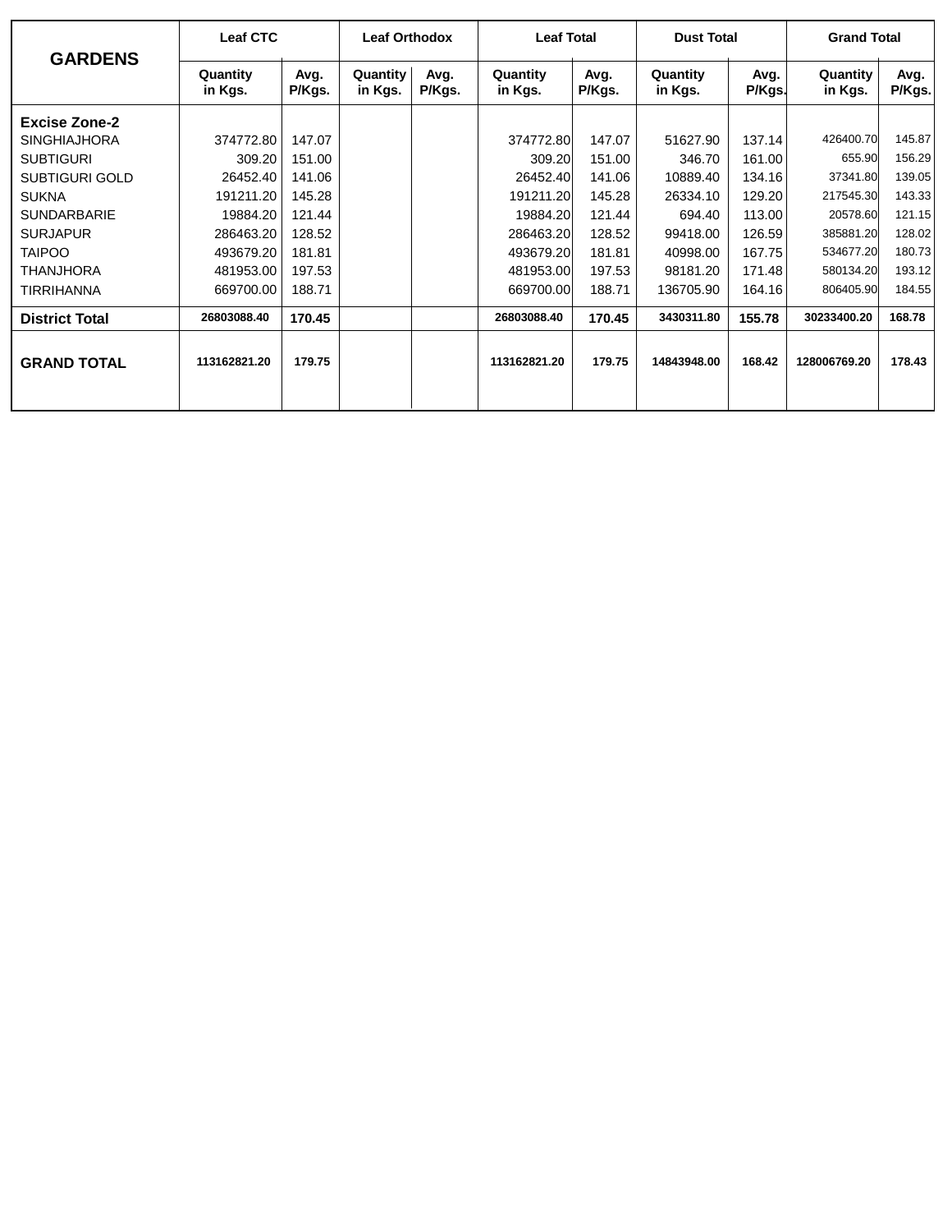| GARDENS | Leaf CTC | | Leaf Orthodox | | Leaf Total | | Dust Total | | Grand Total | |
|---|---|---|---|---|---|---|---|---|---|---|
| | Quantity in Kgs. | Avg. P/Kgs. | Quantity in Kgs. | Avg. P/Kgs. | Quantity in Kgs. | Avg. P/Kgs. | Quantity in Kgs. | Avg. P/Kgs. | Quantity in Kgs. | Avg. P/Kgs. |
| **Excise Zone-2** | | | | | | | | | | |
| SINGHIAJHORA | 374772.80 | 147.07 | | | 374772.80 | 147.07 | 51627.90 | 137.14 | 426400.70 | 145.87 |
| SUBTIGURI | 309.20 | 151.00 | | | 309.20 | 151.00 | 346.70 | 161.00 | 655.90 | 156.29 |
| SUBTIGURI GOLD | 26452.40 | 141.06 | | | 26452.40 | 141.06 | 10889.40 | 134.16 | 37341.80 | 139.05 |
| SUKNA | 191211.20 | 145.28 | | | 191211.20 | 145.28 | 26334.10 | 129.20 | 217545.30 | 143.33 |
| SUNDARBARIE | 19884.20 | 121.44 | | | 19884.20 | 121.44 | 694.40 | 113.00 | 20578.60 | 121.15 |
| SURJAPUR | 286463.20 | 128.52 | | | 286463.20 | 128.52 | 99418.00 | 126.59 | 385881.20 | 128.02 |
| TAIPOO | 493679.20 | 181.81 | | | 493679.20 | 181.81 | 40998.00 | 167.75 | 534677.20 | 180.73 |
| THANJHORA | 481953.00 | 197.53 | | | 481953.00 | 197.53 | 98181.20 | 171.48 | 580134.20 | 193.12 |
| TIRRIHANNA | 669700.00 | 188.71 | | | 669700.00 | 188.71 | 136705.90 | 164.16 | 806405.90 | 184.55 |
| **District Total** | **26803088.40** | **170.45** | | | **26803088.40** | **170.45** | **3430311.80** | **155.78** | **30233400.20** | **168.78** |
| **GRAND TOTAL** | **113162821.20** | **179.75** | | | **113162821.20** | **179.75** | **14843948.00** | **168.42** | **128006769.20** | **178.43** |